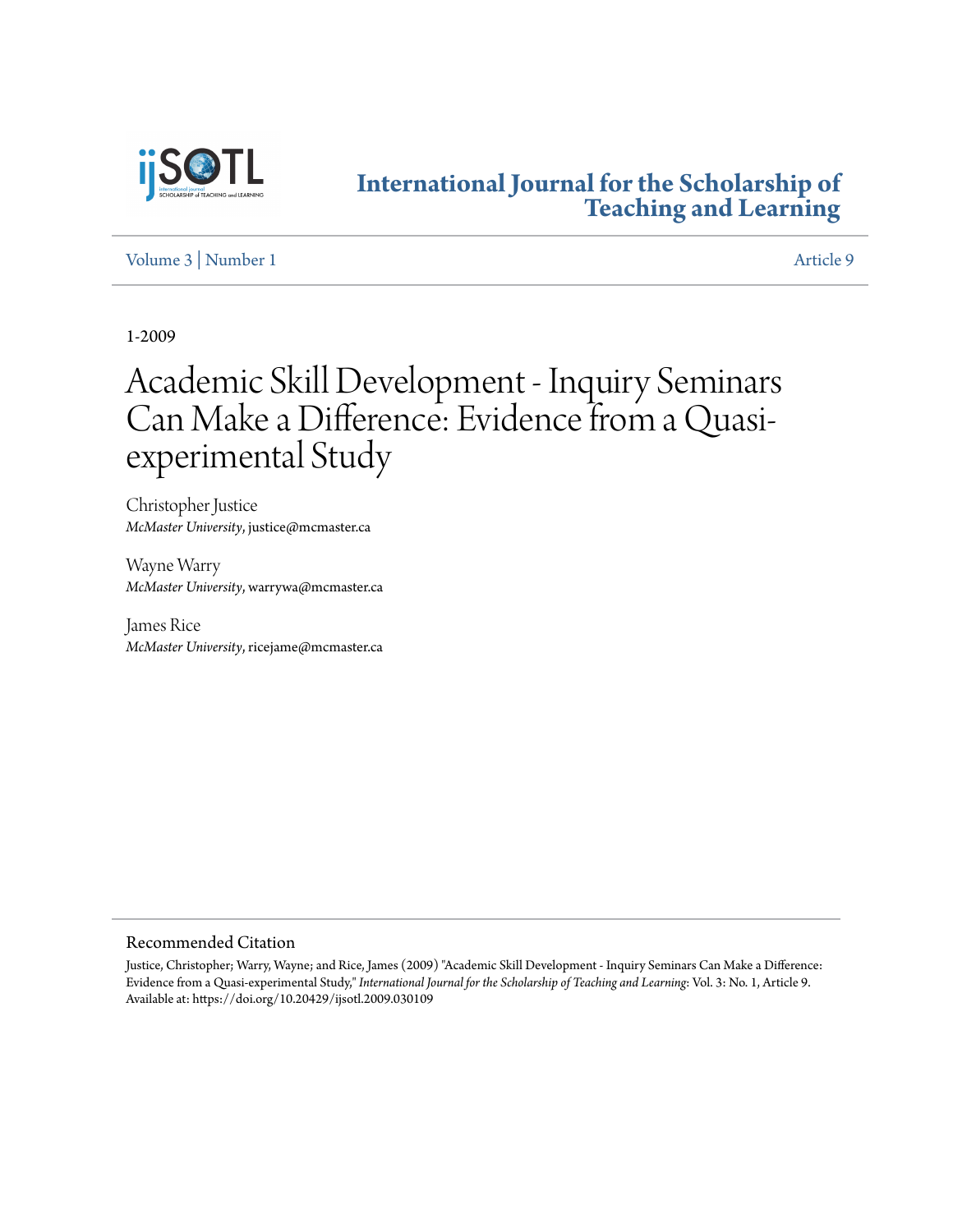# International Journal for the Scholarship of Teaching and Learning

Volume 3 | Number 1 Article 9

1-2009

# Academic Skill Development - Inquiry Seminars Can Make a Difference: Evidence from a Quasi-experimental Study

Christopher Justice
*McMaster University*, justice@mcmaster.ca

Wayne Warry
*McMaster University*, warrywa@mcmaster.ca

James Rice
*McMaster University*, ricejame@mcmaster.ca

## Recommended Citation

Justice, Christopher; Warry, Wayne; and Rice, James (2009) "Academic Skill Development - Inquiry Seminars Can Make a Difference: Evidence from a Quasi-experimental Study," *International Journal for the Scholarship of Teaching and Learning*: Vol. 3: No. 1, Article 9.
Available at: https://doi.org/10.20429/ijsotl.2009.030109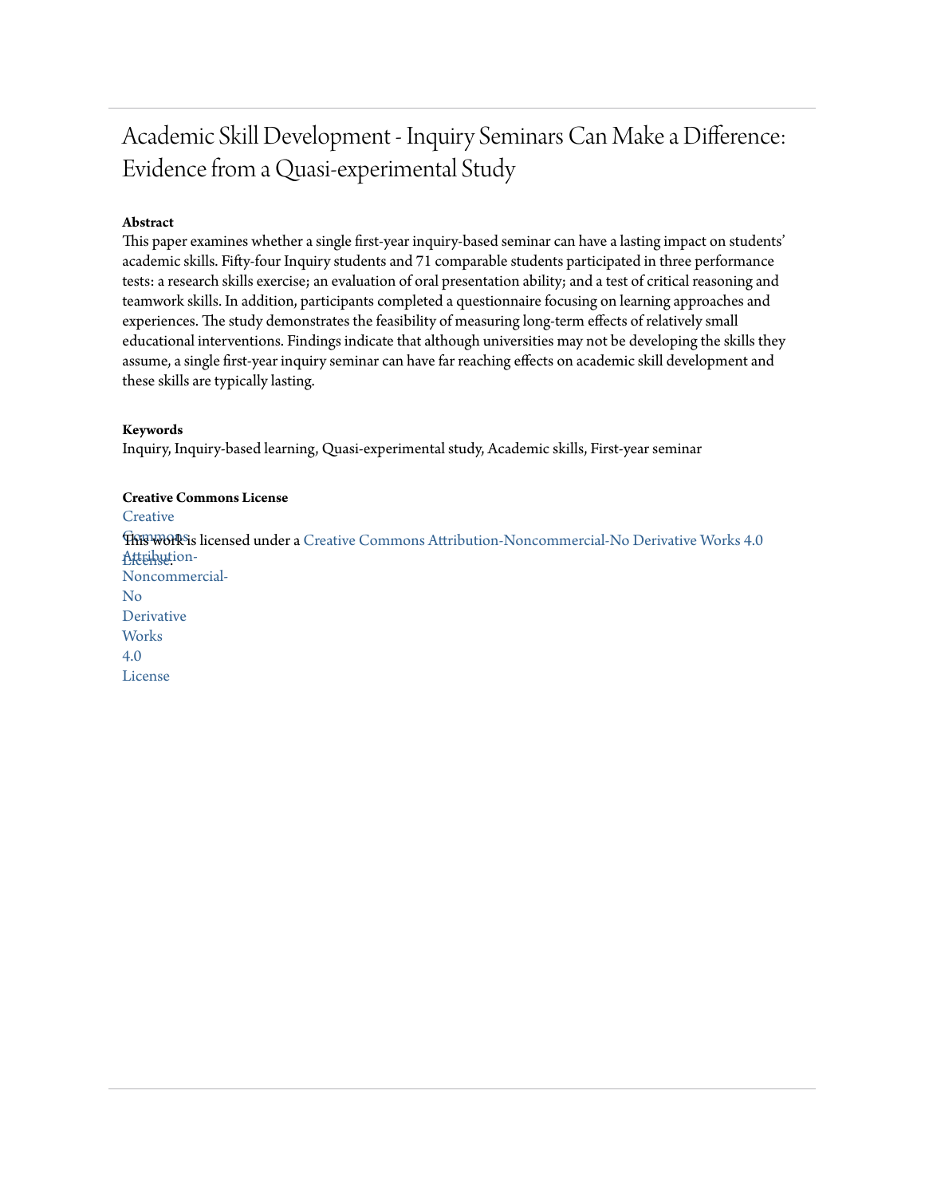# Academic Skill Development - Inquiry Seminars Can Make a Difference: Evidence from a Quasi-experimental Study

**Abstract**

This paper examines whether a single first-year inquiry-based seminar can have a lasting impact on students' academic skills. Fifty-four Inquiry students and 71 comparable students participated in three performance tests: a research skills exercise; an evaluation of oral presentation ability; and a test of critical reasoning and teamwork skills. In addition, participants completed a questionnaire focusing on learning approaches and experiences. The study demonstrates the feasibility of measuring long-term effects of relatively small educational interventions. Findings indicate that although universities may not be developing the skills they assume, a single first-year inquiry seminar can have far reaching effects on academic skill development and these skills are typically lasting.

**Keywords**

Inquiry, Inquiry-based learning, Quasi-experimental study, Academic skills, First-year seminar

**Creative Commons License**

This work is licensed under a Creative Commons Attribution-Noncommercial-No Derivative Works 4.0 License.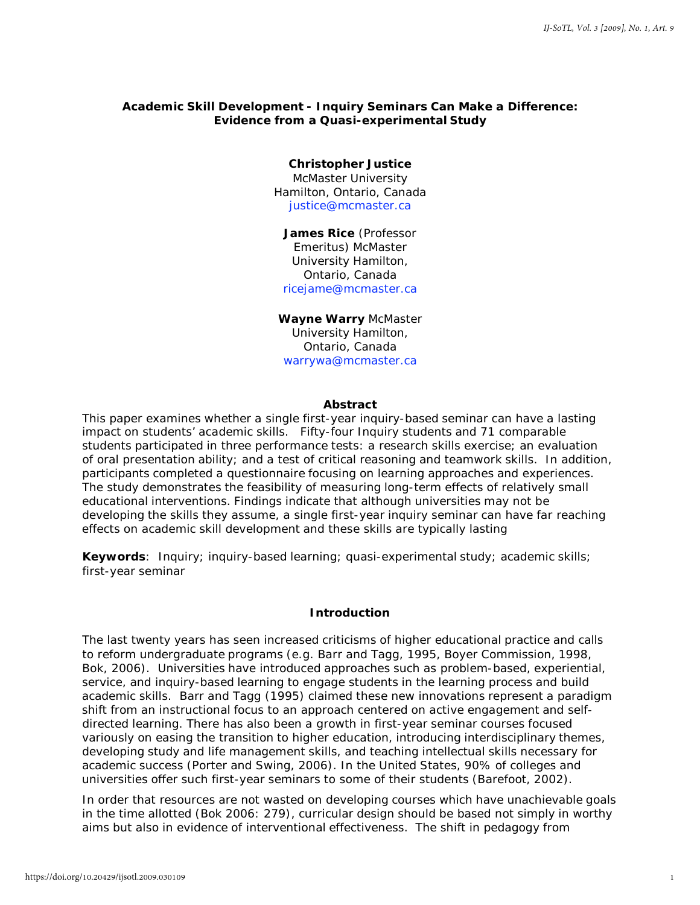# Academic Skill Development - Inquiry Seminars Can Make a Difference: Evidence from a Quasi-experimental Study

**Christopher Justice**
McMaster University
Hamilton, Ontario, Canada
justice@mcmaster.ca

**James Rice** (Professor Emeritus) McMaster University Hamilton, Ontario, Canada
ricejame@mcmaster.ca

**Wayne Warry** McMaster University Hamilton, Ontario, Canada
warrywa@mcmaster.ca

## Abstract

This paper examines whether a single first-year inquiry-based seminar can have a lasting impact on students' academic skills. Fifty-four Inquiry students and 71 comparable students participated in three performance tests: a research skills exercise; an evaluation of oral presentation ability; and a test of critical reasoning and teamwork skills. In addition, participants completed a questionnaire focusing on learning approaches and experiences. The study demonstrates the feasibility of measuring long-term effects of relatively small educational interventions. Findings indicate that although universities may not be developing the skills they assume, a single first-year inquiry seminar can have far reaching effects on academic skill development and these skills are typically lasting

**Keywords**: Inquiry; inquiry-based learning; quasi-experimental study; academic skills; first-year seminar

## Introduction

The last twenty years has seen increased criticisms of higher educational practice and calls to reform undergraduate programs (e.g. Barr and Tagg, 1995, Boyer Commission, 1998, Bok, 2006). Universities have introduced approaches such as problem-based, experiential, service, and inquiry-based learning to engage students in the learning process and build academic skills. Barr and Tagg (1995) claimed these new innovations represent a paradigm shift from an instructional focus to an approach centered on active engagement and self-directed learning. There has also been a growth in first-year seminar courses focused variously on easing the transition to higher education, introducing interdisciplinary themes, developing study and life management skills, and teaching intellectual skills necessary for academic success (Porter and Swing, 2006). In the United States, 90% of colleges and universities offer such first-year seminars to some of their students (Barefoot, 2002).

In order that resources are not wasted on developing courses which have unachievable goals in the time allotted (Bok 2006: 279), curricular design should be based not simply in worthy aims but also in evidence of interventional effectiveness. The shift in pedagogy from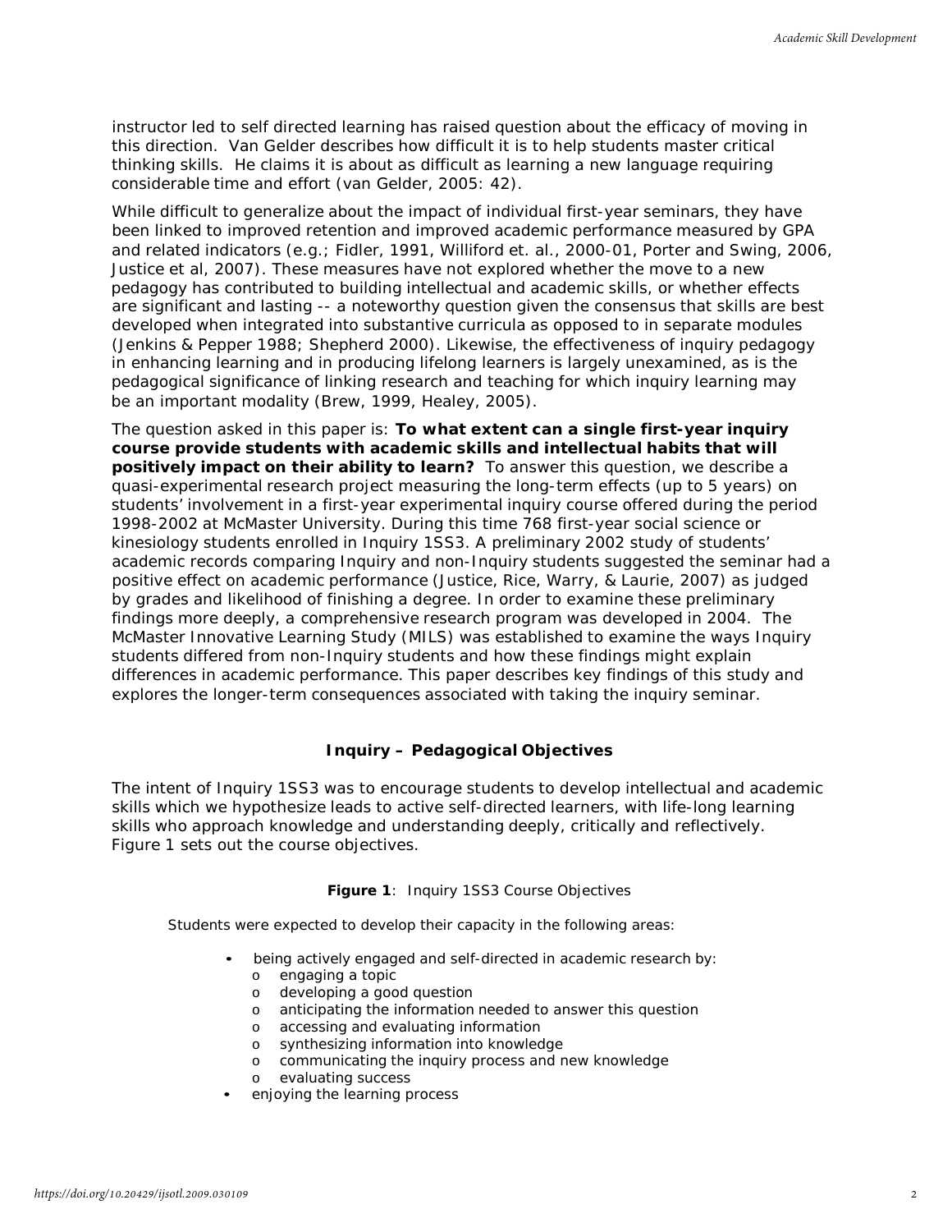instructor led to self directed learning has raised question about the efficacy of moving in this direction. Van Gelder describes how difficult it is to help students master critical thinking skills. He claims it is about as difficult as learning a new language requiring considerable time and effort (van Gelder, 2005: 42).

While difficult to generalize about the impact of individual first-year seminars, they have been linked to improved retention and improved academic performance measured by GPA and related indicators (e.g.; Fidler, 1991, Williford et. al., 2000-01, Porter and Swing, 2006, Justice et al, 2007). These measures have not explored whether the move to a new pedagogy has contributed to building intellectual and academic skills, or whether effects are significant and lasting -- a noteworthy question given the consensus that skills are best developed when integrated into substantive curricula as opposed to in separate modules (Jenkins & Pepper 1988; Shepherd 2000). Likewise, the effectiveness of inquiry pedagogy in enhancing learning and in producing lifelong learners is largely unexamined, as is the pedagogical significance of linking research and teaching for which inquiry learning may be an important modality (Brew, 1999, Healey, 2005).

The question asked in this paper is: **To what extent can a single first-year inquiry course provide students with academic skills and intellectual habits that will positively impact on their ability to learn?** To answer this question, we describe a quasi-experimental research project measuring the long-term effects (up to 5 years) on students' involvement in a first-year experimental inquiry course offered during the period 1998-2002 at McMaster University. During this time 768 first-year social science or kinesiology students enrolled in Inquiry 1SS3. A preliminary 2002 study of students' academic records comparing Inquiry and non-Inquiry students suggested the seminar had a positive effect on academic performance (Justice, Rice, Warry, & Laurie, 2007) as judged by grades and likelihood of finishing a degree. In order to examine these preliminary findings more deeply, a comprehensive research program was developed in 2004. The McMaster Innovative Learning Study (MILS) was established to examine the ways Inquiry students differed from non-Inquiry students and how these findings might explain differences in academic performance. This paper describes key findings of this study and explores the longer-term consequences associated with taking the inquiry seminar.

## Inquiry – Pedagogical Objectives

The intent of Inquiry 1SS3 was to encourage students to develop intellectual and academic skills which we hypothesize leads to active self-directed learners, with life-long learning skills who approach knowledge and understanding deeply, critically and reflectively. Figure 1 sets out the course objectives.

**Figure 1**: Inquiry 1SS3 Course Objectives

Students were expected to develop their capacity in the following areas:

- being actively engaged and self-directed in academic research by:
  - engaging a topic
  - developing a good question
  - anticipating the information needed to answer this question
  - accessing and evaluating information
  - synthesizing information into knowledge
  - communicating the inquiry process and new knowledge
  - evaluating success
- enjoying the learning process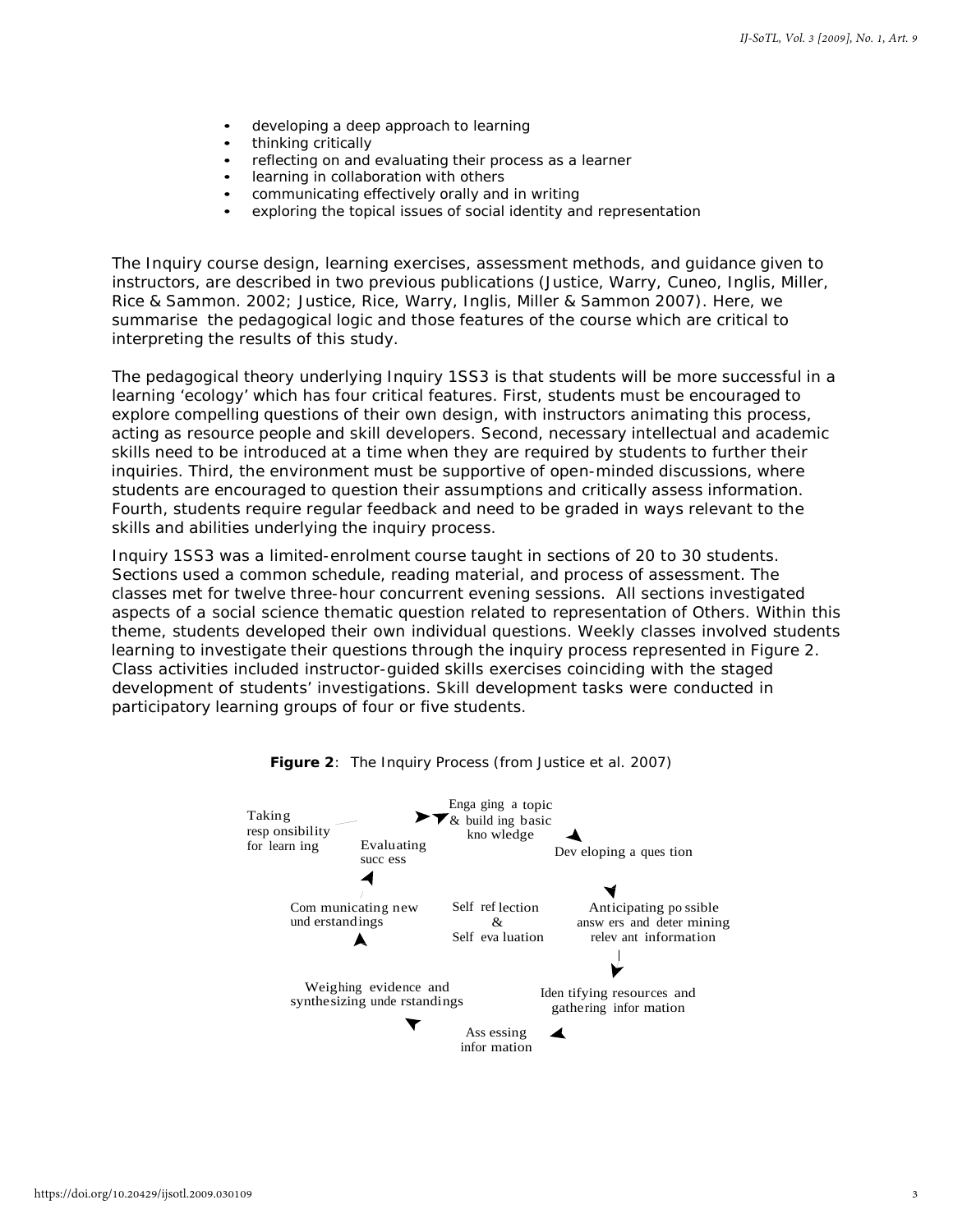- developing a deep approach to learning
- thinking critically
- reflecting on and evaluating their process as a learner
- learning in collaboration with others
- communicating effectively orally and in writing
- exploring the topical issues of social identity and representation

The Inquiry course design, learning exercises, assessment methods, and guidance given to instructors, are described in two previous publications (Justice, Warry, Cuneo, Inglis, Miller, Rice & Sammon. 2002; Justice, Rice, Warry, Inglis, Miller & Sammon 2007). Here, we summarise the pedagogical logic and those features of the course which are critical to interpreting the results of this study.

The pedagogical theory underlying Inquiry 1SS3 is that students will be more successful in a learning 'ecology' which has four critical features. First, students must be encouraged to explore compelling questions of their own design, with instructors animating this process, acting as resource people and skill developers. Second, necessary intellectual and academic skills need to be introduced at a time when they are required by students to further their inquiries. Third, the environment must be supportive of open-minded discussions, where students are encouraged to question their assumptions and critically assess information. Fourth, students require regular feedback and need to be graded in ways relevant to the skills and abilities underlying the inquiry process.

Inquiry 1SS3 was a limited-enrolment course taught in sections of 20 to 30 students. Sections used a common schedule, reading material, and process of assessment. The classes met for twelve three-hour concurrent evening sessions. All sections investigated aspects of a social science thematic question related to representation of Others. Within this theme, students developed their own individual questions. Weekly classes involved students learning to investigate their questions through the inquiry process represented in Figure 2. Class activities included instructor-guided skills exercises coinciding with the staged development of students' investigations. Skill development tasks were conducted in participatory learning groups of four or five students.

**Figure 2**: The Inquiry Process (from Justice et al. 2007)

Taking responsibility for learning

Engaging a topic & building basic knowledge

Developing a question

Anticipating possible answers and determining relevant information

Identifying resources and gathering information

Assessing information

Weighing evidence and synthesizing understandings

Communicating new understandings

Evaluating success

Self reflection & Self evaluation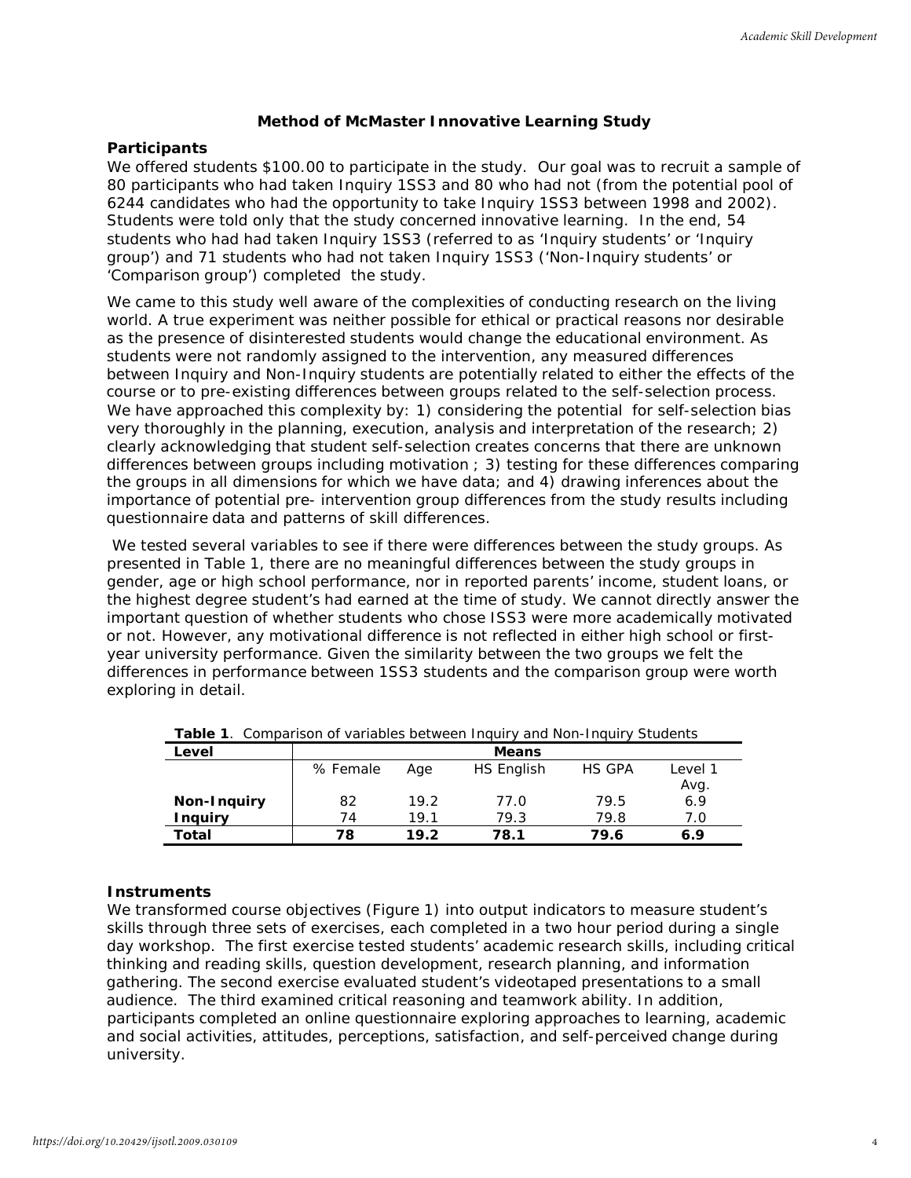### Method of McMaster Innovative Learning Study

**Participants**

We offered students $100.00 to participate in the study. Our goal was to recruit a sample of 80 participants who had taken Inquiry 1SS3 and 80 who had not (from the potential pool of 6244 candidates who had the opportunity to take Inquiry 1SS3 between 1998 and 2002). Students were told only that the study concerned innovative learning. In the end, 54 students who had had taken Inquiry 1SS3 (referred to as 'Inquiry students' or 'Inquiry group') and 71 students who had not taken Inquiry 1SS3 ('Non-Inquiry students' or 'Comparison group') completed the study.

We came to this study well aware of the complexities of conducting research on the living world. A true experiment was neither possible for ethical or practical reasons nor desirable as the presence of disinterested students would change the educational environment. As students were not randomly assigned to the intervention, any measured differences between Inquiry and Non-Inquiry students are potentially related to either the effects of the course or to pre-existing differences between groups related to the self-selection process. We have approached this complexity by: 1) considering the potential for self-selection bias very thoroughly in the planning, execution, analysis and interpretation of the research; 2) clearly acknowledging that student self-selection creates concerns that there are unknown differences between groups including motivation ; 3) testing for these differences comparing the groups in all dimensions for which we have data; and 4) drawing inferences about the importance of potential pre- intervention group differences from the study results including questionnaire data and patterns of skill differences.

We tested several variables to see if there were differences between the study groups. As presented in Table 1, there are no meaningful differences between the study groups in gender, age or high school performance, nor in reported parents' income, student loans, or the highest degree student's had earned at the time of study. We cannot directly answer the important question of whether students who chose ISS3 were more academically motivated or not. However, any motivational difference is not reflected in either high school or first-year university performance. Given the similarity between the two groups we felt the differences in performance between 1SS3 students and the comparison group were worth exploring in detail.

**Table 1**. Comparison of variables between Inquiry and Non-Inquiry Students

| Level | Means | | | | |
|---|---|---|---|---|---|
| | % Female | Age | HS English | HS GPA | Level 1 Avg. |
| **Non-Inquiry** | 82 | 19.2 | 77.0 | 79.5 | 6.9 |
| **Inquiry** | 74 | 19.1 | 79.3 | 79.8 | 7.0 |
| **Total** | **78** | **19.2** | **78.1** | **79.6** | **6.9** |

**Instruments**

We transformed course objectives (Figure 1) into output indicators to measure student's skills through three sets of exercises, each completed in a two hour period during a single day workshop. The first exercise tested students' academic research skills, including critical thinking and reading skills, question development, research planning, and information gathering. The second exercise evaluated student's videotaped presentations to a small audience. The third examined critical reasoning and teamwork ability. In addition, participants completed an online questionnaire exploring approaches to learning, academic and social activities, attitudes, perceptions, satisfaction, and self-perceived change during university.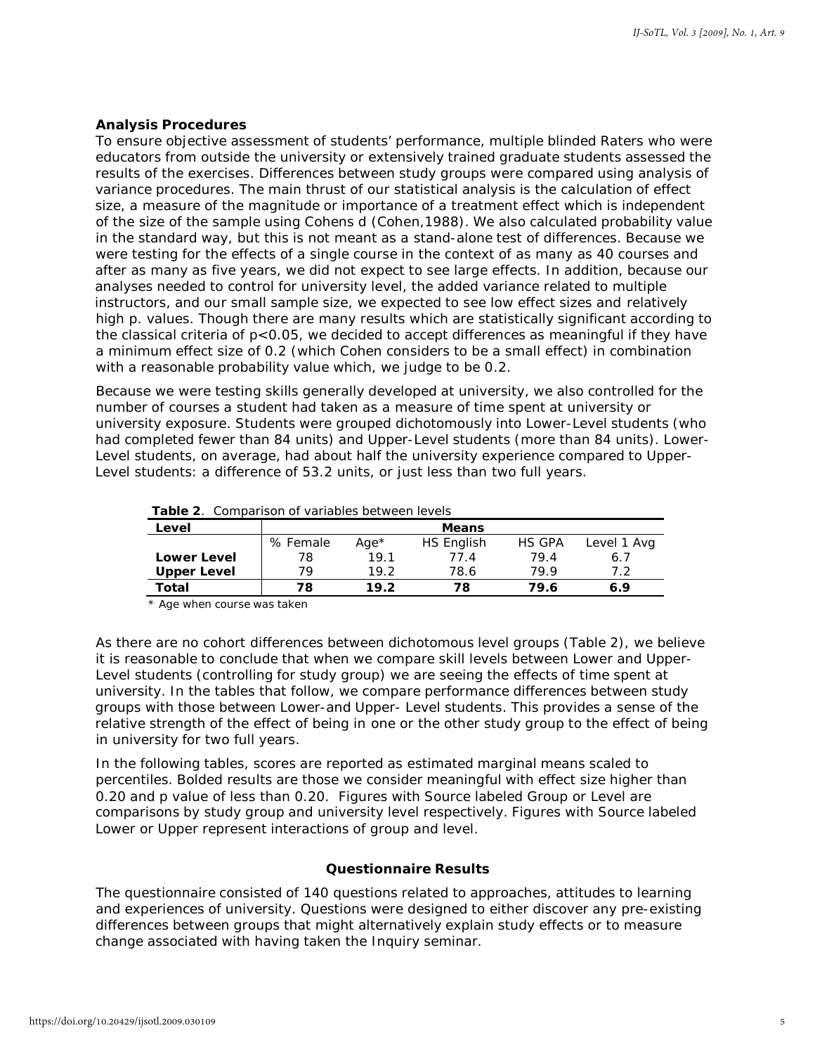### Analysis Procedures

To ensure objective assessment of students' performance, multiple blinded Raters who were educators from outside the university or extensively trained graduate students assessed the results of the exercises. Differences between study groups were compared using analysis of variance procedures. The main thrust of our statistical analysis is the calculation of effect size, a measure of the magnitude or importance of a treatment effect which is independent of the size of the sample using Cohens d (Cohen,1988). We also calculated probability value in the standard way, but this is not meant as a stand-alone test of differences. Because we were testing for the effects of a single course in the context of as many as 40 courses and after as many as five years, we did not expect to see large effects. In addition, because our analyses needed to control for university level, the added variance related to multiple instructors, and our small sample size, we expected to see low effect sizes and relatively high p. values. Though there are many results which are statistically significant according to the classical criteria of $p<0.05$, we decided to accept differences as meaningful if they have a minimum effect size of 0.2 (which Cohen considers to be a small effect) in combination with a reasonable probability value which, we judge to be 0.2.

Because we were testing skills generally developed at university, we also controlled for the number of courses a student had taken as a measure of time spent at university or university exposure. Students were grouped dichotomously into Lower-Level students (who had completed fewer than 84 units) and Upper-Level students (more than 84 units). Lower-Level students, on average, had about half the university experience compared to Upper-Level students: a difference of 53.2 units, or just less than two full years.

**Table 2**. Comparison of variables between levels

| Level | Means | | | | |
|---|---|---|---|---|---|
| | % Female | Age* | HS English | HS GPA | Level 1 Avg |
| **Lower Level** | 78 | 19.1 | 77.4 | 79.4 | 6.7 |
| **Upper Level** | 79 | 19.2 | 78.6 | 79.9 | 7.2 |
| **Total** | **78** | **19.2** | **78** | **79.6** | **6.9** |

\* Age when course was taken

As there are no cohort differences between dichotomous level groups (Table 2), we believe it is reasonable to conclude that when we compare skill levels between Lower and Upper-Level students (controlling for study group) we are seeing the effects of time spent at university. In the tables that follow, we compare performance differences between study groups with those between Lower-and Upper- Level students. This provides a sense of the relative strength of the effect of being in one or the other study group to the effect of being in university for two full years.

In the following tables, scores are reported as estimated marginal means scaled to percentiles. Bolded results are those we consider meaningful with effect size higher than 0.20 and p value of less than 0.20. Figures with Source labeled Group or Level are comparisons by study group and university level respectively. Figures with Source labeled Lower or Upper represent interactions of group and level.

### Questionnaire Results

The questionnaire consisted of 140 questions related to approaches, attitudes to learning and experiences of university. Questions were designed to either discover any pre-existing differences between groups that might alternatively explain study effects or to measure change associated with having taken the Inquiry seminar.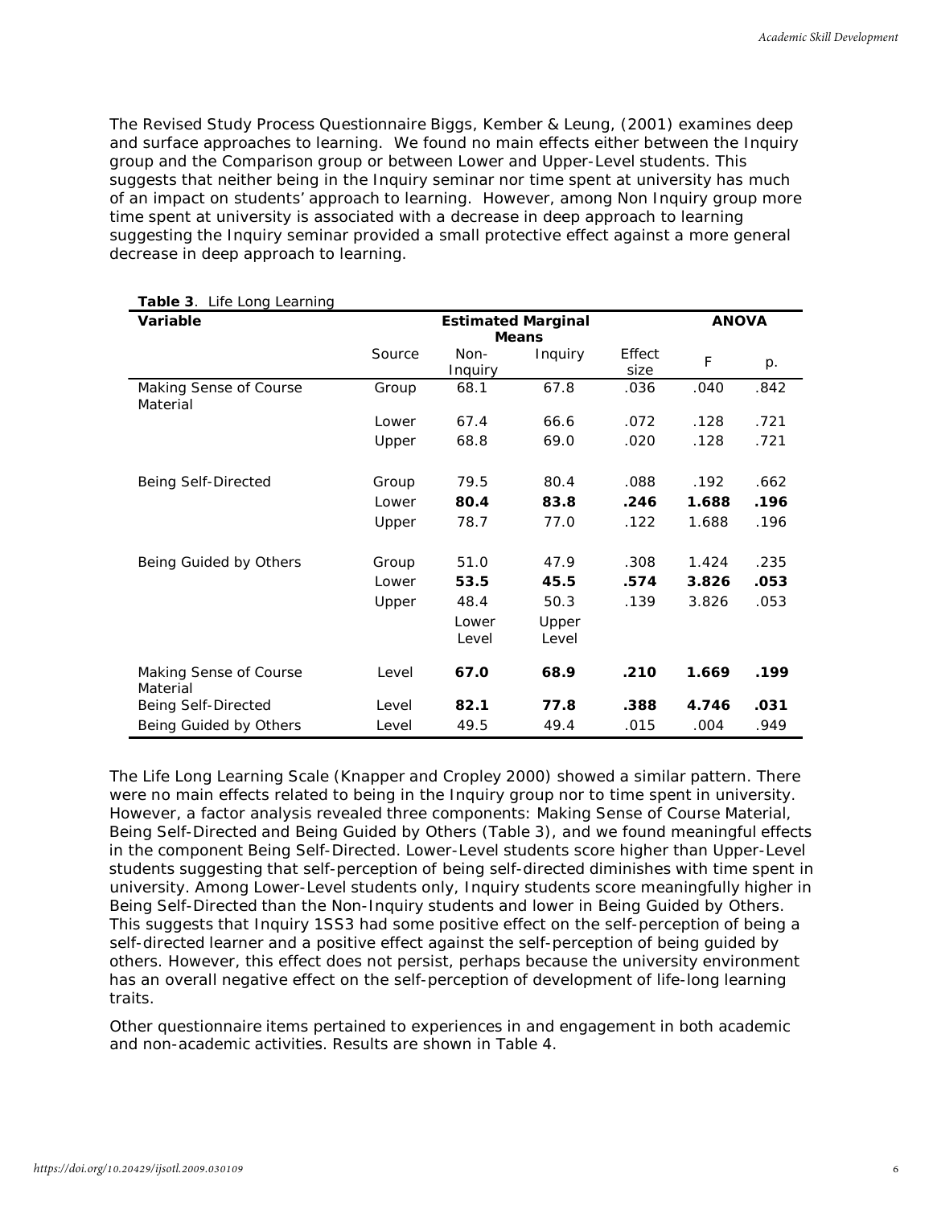The Revised Study Process Questionnaire Biggs, Kember & Leung, (2001) examines deep and surface approaches to learning. We found no main effects either between the Inquiry group and the Comparison group or between Lower and Upper-Level students. This suggests that neither being in the Inquiry seminar nor time spent at university has much of an impact on students' approach to learning. However, among Non Inquiry group more time spent at university is associated with a decrease in deep approach to learning suggesting the Inquiry seminar provided a small protective effect against a more general decrease in deep approach to learning.

**Table 3**. Life Long Learning

| Variable | | Estimated Marginal Means | | | ANOVA | |
|---|---|---|---|---|---|---|
| | Source | Non-Inquiry | Inquiry | Effect size | F | p. |
| Making Sense of Course Material | Group | 68.1 | 67.8 | .036 | .040 | .842 |
| | Lower | 67.4 | 66.6 | .072 | .128 | .721 |
| | Upper | 68.8 | 69.0 | .020 | .128 | .721 |
| Being Self-Directed | Group | 79.5 | 80.4 | .088 | .192 | .662 |
| | Lower | **80.4** | **83.8** | **.246** | **1.688** | **.196** |
| | Upper | 78.7 | 77.0 | .122 | 1.688 | .196 |
| Being Guided by Others | Group | 51.0 | 47.9 | .308 | 1.424 | .235 |
| | Lower | **53.5** | **45.5** | **.574** | **3.826** | **.053** |
| | Upper | 48.4 | 50.3 | .139 | 3.826 | .053 |
| | | Lower Level | Upper Level | | | |
| Making Sense of Course Material | Level | **67.0** | **68.9** | **.210** | **1.669** | **.199** |
| Being Self-Directed | Level | **82.1** | **77.8** | **.388** | **4.746** | **.031** |
| Being Guided by Others | Level | 49.5 | 49.4 | .015 | .004 | .949 |

The Life Long Learning Scale (Knapper and Cropley 2000) showed a similar pattern. There were no main effects related to being in the Inquiry group nor to time spent in university. However, a factor analysis revealed three components: Making Sense of Course Material, Being Self-Directed and Being Guided by Others (Table 3), and we found meaningful effects in the component Being Self-Directed. Lower-Level students score higher than Upper-Level students suggesting that self-perception of being self-directed diminishes with time spent in university. Among Lower-Level students only, Inquiry students score meaningfully higher in Being Self-Directed than the Non-Inquiry students and lower in Being Guided by Others. This suggests that Inquiry 1SS3 had some positive effect on the self-perception of being a self-directed learner and a positive effect against the self-perception of being guided by others. However, this effect does not persist, perhaps because the university environment has an overall negative effect on the self-perception of development of life-long learning traits.

Other questionnaire items pertained to experiences in and engagement in both academic and non-academic activities. Results are shown in Table 4.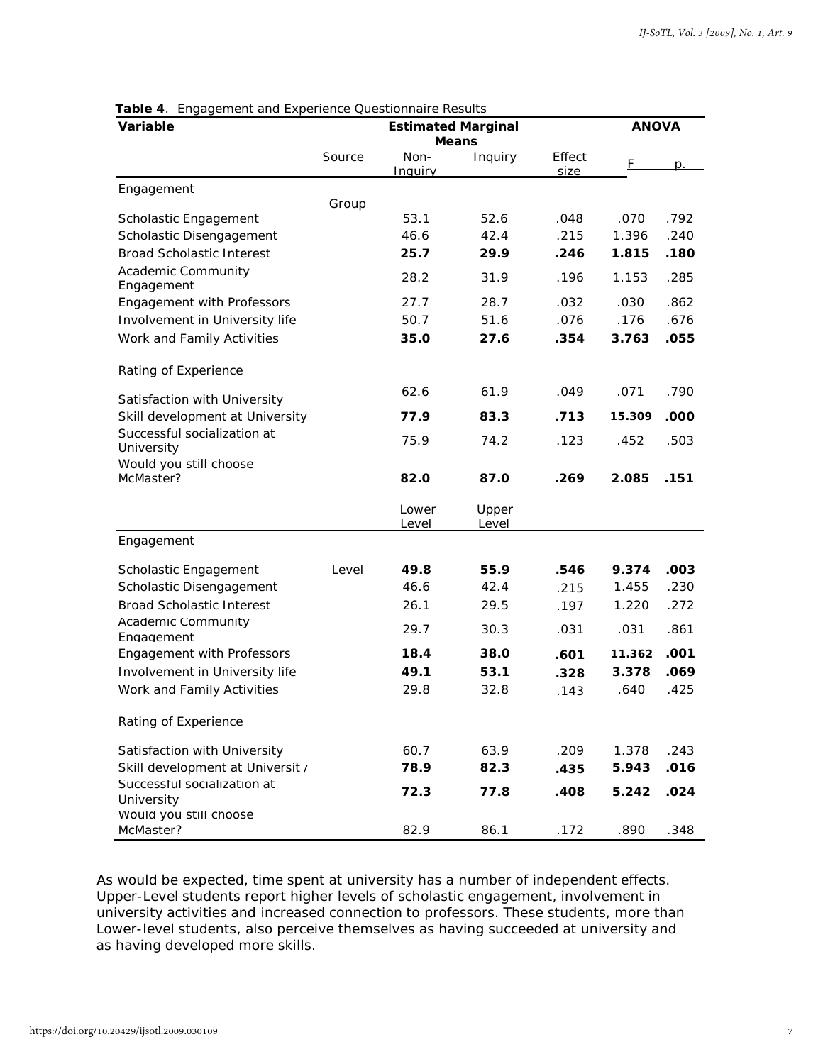**Table 4**. Engagement and Experience Questionnaire Results

| Variable | Source | Estimated Marginal Means | | | ANOVA | |
|---|---|---|---|---|---|---|
| | | Non-Inquiry | Inquiry | Effect size | F | p. |
| Engagement | Group | | | | | |
| Scholastic Engagement | | 53.1 | 52.6 | .048 | .070 | .792 |
| Scholastic Disengagement | | 46.6 | 42.4 | .215 | 1.396 | .240 |
| Broad Scholastic Interest | | **25.7** | **29.9** | **.246** | **1.815** | **.180** |
| Academic Community Engagement | | 28.2 | 31.9 | .196 | 1.153 | .285 |
| Engagement with Professors | | 27.7 | 28.7 | .032 | .030 | .862 |
| Involvement in University life | | 50.7 | 51.6 | .076 | .176 | .676 |
| Work and Family Activities | | **35.0** | **27.6** | **.354** | **3.763** | **.055** |
| Rating of Experience | | | | | | |
| Satisfaction with University | | 62.6 | 61.9 | .049 | .071 | .790 |
| Skill development at University | | **77.9** | **83.3** | **.713** | **15.309** | **.000** |
| Successful socialization at University | | 75.9 | 74.2 | .123 | .452 | .503 |
| Would you still choose McMaster? | | **82.0** | **87.0** | **.269** | **2.085** | **.151** |
| | | Lower Level | Upper Level | | | |
| Engagement | | | | | | |
| Scholastic Engagement | Level | **49.8** | **55.9** | **.546** | **9.374** | **.003** |
| Scholastic Disengagement | | 46.6 | 42.4 | .215 | 1.455 | .230 |
| Broad Scholastic Interest | | 26.1 | 29.5 | .197 | 1.220 | .272 |
| Academic Community Engagement | | 29.7 | 30.3 | .031 | .031 | .861 |
| Engagement with Professors | | **18.4** | **38.0** | **.601** | **11.362** | **.001** |
| Involvement in University life | | **49.1** | **53.1** | **.328** | **3.378** | **.069** |
| Work and Family Activities | | 29.8 | 32.8 | .143 | .640 | .425 |
| Rating of Experience | | | | | | |
| Satisfaction with University | | 60.7 | 63.9 | .209 | 1.378 | .243 |
| Skill development at University | | **78.9** | **82.3** | **.435** | **5.943** | **.016** |
| Successful socialization at University | | **72.3** | **77.8** | **.408** | **5.242** | **.024** |
| Would you still choose McMaster? | | 82.9 | 86.1 | .172 | .890 | .348 |

As would be expected, time spent at university has a number of independent effects. Upper-Level students report higher levels of scholastic engagement, involvement in university activities and increased connection to professors. These students, more than Lower-level students, also perceive themselves as having succeeded at university and as having developed more skills.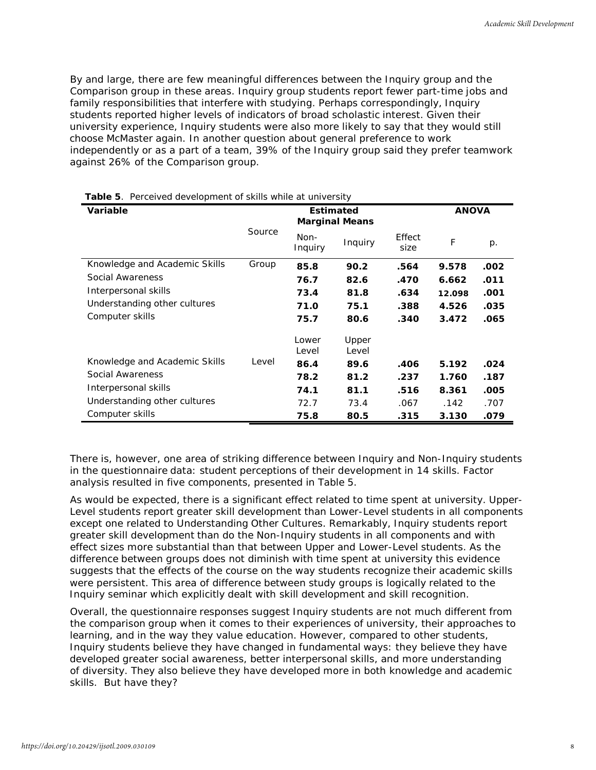By and large, there are few meaningful differences between the Inquiry group and the Comparison group in these areas. Inquiry group students report fewer part-time jobs and family responsibilities that interfere with studying. Perhaps correspondingly, Inquiry students reported higher levels of indicators of broad scholastic interest. Given their university experience, Inquiry students were also more likely to say that they would still choose McMaster again. In another question about general preference to work independently or as a part of a team, 39% of the Inquiry group said they prefer teamwork against 26% of the Comparison group.

**Table 5**. Perceived development of skills while at university

| **Variable** | Source | **Estimated Marginal Means** | | **ANOVA** | | |
|---|---|---|---|---|---|---|
| | | Non-Inquiry | Inquiry | Effect size | F | p. |
| Knowledge and Academic Skills | Group | **85.8** | **90.2** | **.564** | **9.578** | **.002** |
| Social Awareness | | **76.7** | **82.6** | **.470** | **6.662** | **.011** |
| Interpersonal skills | | **73.4** | **81.8** | **.634** | **12.098** | **.001** |
| Understanding other cultures | | **71.0** | **75.1** | **.388** | **4.526** | **.035** |
| Computer skills | | **75.7** | **80.6** | **.340** | **3.472** | **.065** |
| | | Lower Level | Upper Level | | | |
| Knowledge and Academic Skills | Level | **86.4** | **89.6** | **.406** | **5.192** | **.024** |
| Social Awareness | | **78.2** | **81.2** | **.237** | **1.760** | **.187** |
| Interpersonal skills | | **74.1** | **81.1** | **.516** | **8.361** | **.005** |
| Understanding other cultures | | 72.7 | 73.4 | .067 | .142 | .707 |
| Computer skills | | **75.8** | **80.5** | **.315** | **3.130** | **.079** |

There is, however, one area of striking difference between Inquiry and Non-Inquiry students in the questionnaire data: student perceptions of their development in 14 skills. Factor analysis resulted in five components, presented in Table 5.

As would be expected, there is a significant effect related to time spent at university. Upper-Level students report greater skill development than Lower-Level students in all components except one related to Understanding Other Cultures. Remarkably, Inquiry students report greater skill development than do the Non-Inquiry students in all components and with effect sizes more substantial than that between Upper and Lower-Level students. As the difference between groups does not diminish with time spent at university this evidence suggests that the effects of the course on the way students recognize their academic skills were persistent. This area of difference between study groups is logically related to the Inquiry seminar which explicitly dealt with skill development and skill recognition.

Overall, the questionnaire responses suggest Inquiry students are not much different from the comparison group when it comes to their experiences of university, their approaches to learning, and in the way they value education. However, compared to other students, Inquiry students believe they have changed in fundamental ways: they believe they have developed greater social awareness, better interpersonal skills, and more understanding of diversity. They also believe they have developed more in both knowledge and academic skills. But have they?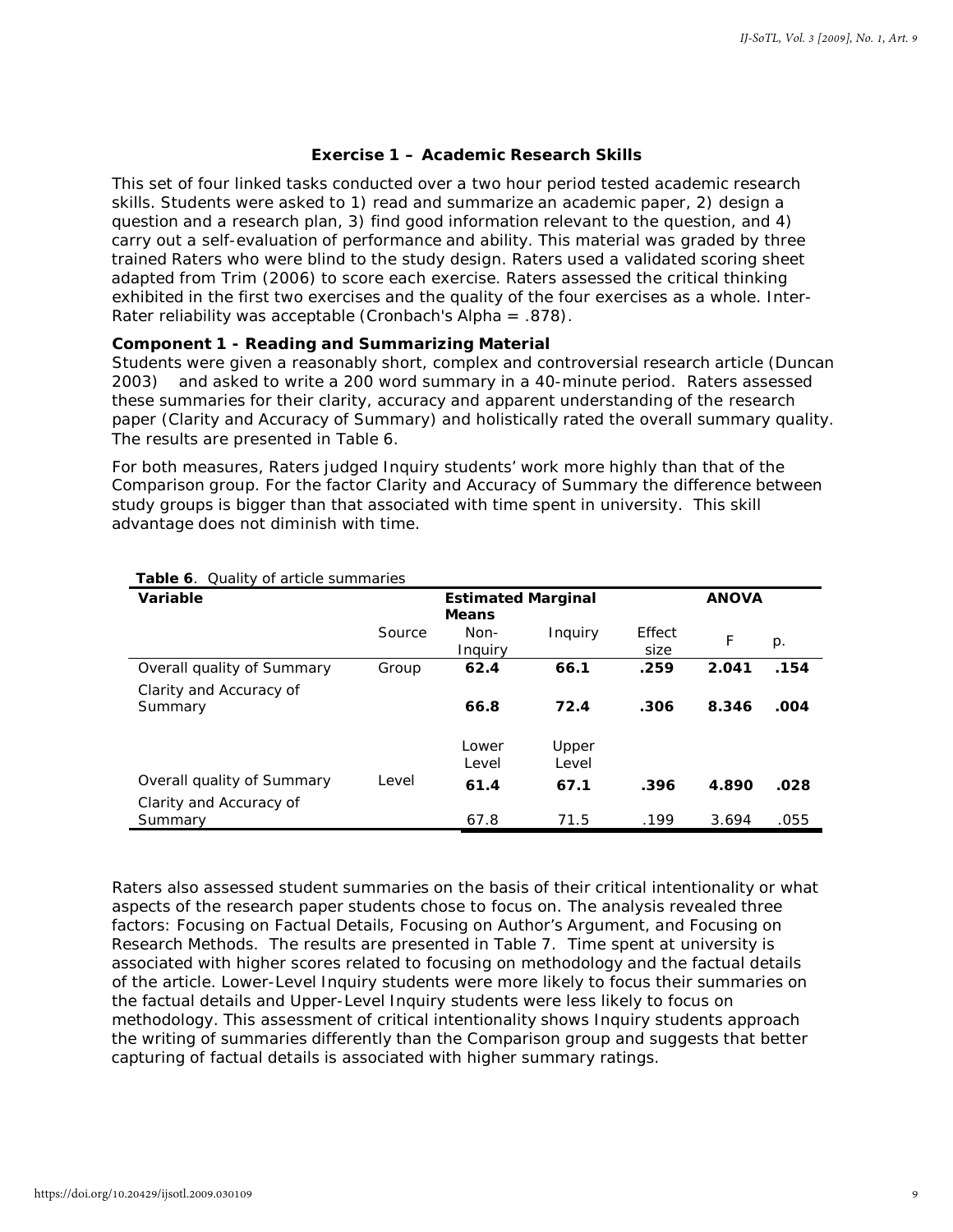### Exercise 1 – Academic Research Skills

This set of four linked tasks conducted over a two hour period tested academic research skills. Students were asked to 1) read and summarize an academic paper, 2) design a question and a research plan, 3) find good information relevant to the question, and 4) carry out a self-evaluation of performance and ability. This material was graded by three trained Raters who were blind to the study design. Raters used a validated scoring sheet adapted from Trim (2006) to score each exercise. Raters assessed the critical thinking exhibited in the first two exercises and the quality of the four exercises as a whole. Inter-Rater reliability was acceptable (Cronbach's Alpha = .878).

**Component 1 - Reading and Summarizing Material**

Students were given a reasonably short, complex and controversial research article (Duncan 2003) and asked to write a 200 word summary in a 40-minute period. Raters assessed these summaries for their clarity, accuracy and apparent understanding of the research paper (Clarity and Accuracy of Summary) and holistically rated the overall summary quality. The results are presented in Table 6.

For both measures, Raters judged Inquiry students' work more highly than that of the Comparison group. For the factor Clarity and Accuracy of Summary the difference between study groups is bigger than that associated with time spent in university. This skill advantage does not diminish with time.

**Table 6**. Quality of article summaries

| Variable | | Estimated Marginal Means | | | ANOVA | |
|---|---|---|---|---|---|---|
| | Source | Non-Inquiry | Inquiry | Effect size | F | p. |
| Overall quality of Summary | Group | **62.4** | **66.1** | **.259** | **2.041** | **.154** |
| Clarity and Accuracy of Summary | | **66.8** | **72.4** | **.306** | **8.346** | **.004** |
| | | Lower Level | Upper Level | | | |
| Overall quality of Summary | Level | **61.4** | **67.1** | **.396** | **4.890** | **.028** |
| Clarity and Accuracy of Summary | | 67.8 | 71.5 | .199 | 3.694 | .055 |

Raters also assessed student summaries on the basis of their critical intentionality or what aspects of the research paper students chose to focus on. The analysis revealed three factors: Focusing on Factual Details, Focusing on Author's Argument, and Focusing on Research Methods. The results are presented in Table 7. Time spent at university is associated with higher scores related to focusing on methodology and the factual details of the article. Lower-Level Inquiry students were more likely to focus their summaries on the factual details and Upper-Level Inquiry students were less likely to focus on methodology. This assessment of critical intentionality shows Inquiry students approach the writing of summaries differently than the Comparison group and suggests that better capturing of factual details is associated with higher summary ratings.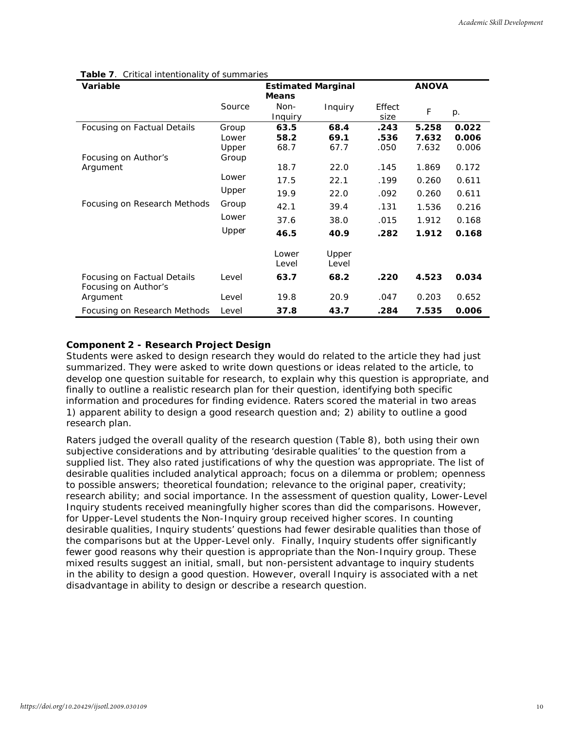**Table 7**. Critical intentionality of summaries

| Variable | | Estimated Marginal Means | | ANOVA | | |
|---|---|---|---|---|---|---|
| | Source | Non-Inquiry | Inquiry | Effect size | F | p. |
| Focusing on Factual Details | Group | **63.5** | **68.4** | **.243** | **5.258** | **0.022** |
| | Lower | **58.2** | **69.1** | **.536** | **7.632** | **0.006** |
| | Upper | 68.7 | 67.7 | .050 | 7.632 | 0.006 |
| Focusing on Author's Argument | Group | 18.7 | 22.0 | .145 | 1.869 | 0.172 |
| | Lower | 17.5 | 22.1 | .199 | 0.260 | 0.611 |
| | Upper | 19.9 | 22.0 | .092 | 0.260 | 0.611 |
| Focusing on Research Methods | Group | 42.1 | 39.4 | .131 | 1.536 | 0.216 |
| | Lower | 37.6 | 38.0 | .015 | 1.912 | 0.168 |
| | Upper | **46.5** | **40.9** | **.282** | **1.912** | **0.168** |
| | | Lower Level | Upper Level | | | |
| Focusing on Factual Details | Level | **63.7** | **68.2** | **.220** | **4.523** | **0.034** |
| Focusing on Author's Argument | Level | 19.8 | 20.9 | .047 | 0.203 | 0.652 |
| Focusing on Research Methods | Level | **37.8** | **43.7** | **.284** | **7.535** | **0.006** |

### Component 2 - Research Project Design

Students were asked to design research they would do related to the article they had just summarized. They were asked to write down questions or ideas related to the article, to develop one question suitable for research, to explain why this question is appropriate, and finally to outline a realistic research plan for their question, identifying both specific information and procedures for finding evidence. Raters scored the material in two areas 1) apparent ability to design a good research question and; 2) ability to outline a good research plan.

Raters judged the overall quality of the research question (Table 8), both using their own subjective considerations and by attributing 'desirable qualities' to the question from a supplied list. They also rated justifications of why the question was appropriate. The list of desirable qualities included analytical approach; focus on a dilemma or problem; openness to possible answers; theoretical foundation; relevance to the original paper, creativity; research ability; and social importance. In the assessment of question quality, Lower-Level Inquiry students received meaningfully higher scores than did the comparisons. However, for Upper-Level students the Non-Inquiry group received higher scores. In counting desirable qualities, Inquiry students' questions had fewer desirable qualities than those of the comparisons but at the Upper-Level only. Finally, Inquiry students offer significantly fewer good reasons why their question is appropriate than the Non-Inquiry group. These mixed results suggest an initial, small, but non-persistent advantage to inquiry students in the ability to design a good question. However, overall Inquiry is associated with a net disadvantage in ability to design or describe a research question.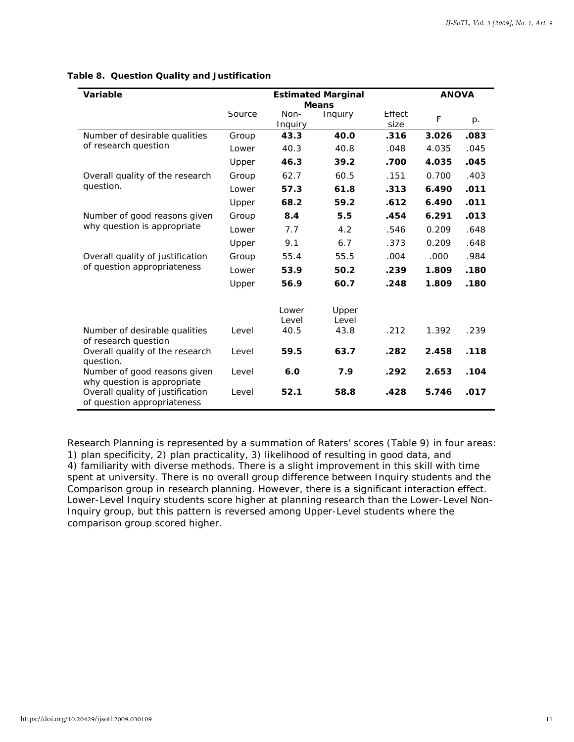**Table 8. Question Quality and Justification**

| Variable | | Estimated Marginal Means | | | ANOVA | |
|---|---|---|---|---|---|---|
| | Source | Non-Inquiry | Inquiry | Effect size | F | p. |
| Number of desirable qualities of research question | Group | **43.3** | **40.0** | **.316** | **3.026** | **.083** |
| | Lower | 40.3 | 40.8 | .048 | 4.035 | .045 |
| | Upper | **46.3** | **39.2** | **.700** | **4.035** | **.045** |
| Overall quality of the research question. | Group | 62.7 | 60.5 | .151 | 0.700 | .403 |
| | Lower | **57.3** | **61.8** | **.313** | **6.490** | **.011** |
| | Upper | **68.2** | **59.2** | **.612** | **6.490** | **.011** |
| Number of good reasons given why question is appropriate | Group | **8.4** | **5.5** | **.454** | **6.291** | **.013** |
| | Lower | 7.7 | 4.2 | .546 | 0.209 | .648 |
| | Upper | 9.1 | 6.7 | .373 | 0.209 | .648 |
| Overall quality of justification of question appropriateness | Group | 55.4 | 55.5 | .004 | .000 | .984 |
| | Lower | **53.9** | **50.2** | **.239** | **1.809** | **.180** |
| | Upper | **56.9** | **60.7** | **.248** | **1.809** | **.180** |
| | | Lower Level | Upper Level | | | |
| Number of desirable qualities of research question | Level | 40.5 | 43.8 | .212 | 1.392 | .239 |
| Overall quality of the research question. | Level | **59.5** | **63.7** | **.282** | **2.458** | **.118** |
| Number of good reasons given why question is appropriate | Level | **6.0** | **7.9** | **.292** | **2.653** | **.104** |
| Overall quality of justification of question appropriateness | Level | **52.1** | **58.8** | **.428** | **5.746** | **.017** |

Research Planning is represented by a summation of Raters' scores (Table 9) in four areas: 1) plan specificity, 2) plan practicality, 3) likelihood of resulting in good data, and 4) familiarity with diverse methods. There is a slight improvement in this skill with time spent at university. There is no overall group difference between Inquiry students and the Comparison group in research planning. However, there is a significant interaction effect. Lower-Level Inquiry students score higher at planning research than the Lower-Level Non-Inquiry group, but this pattern is reversed among Upper-Level students where the comparison group scored higher.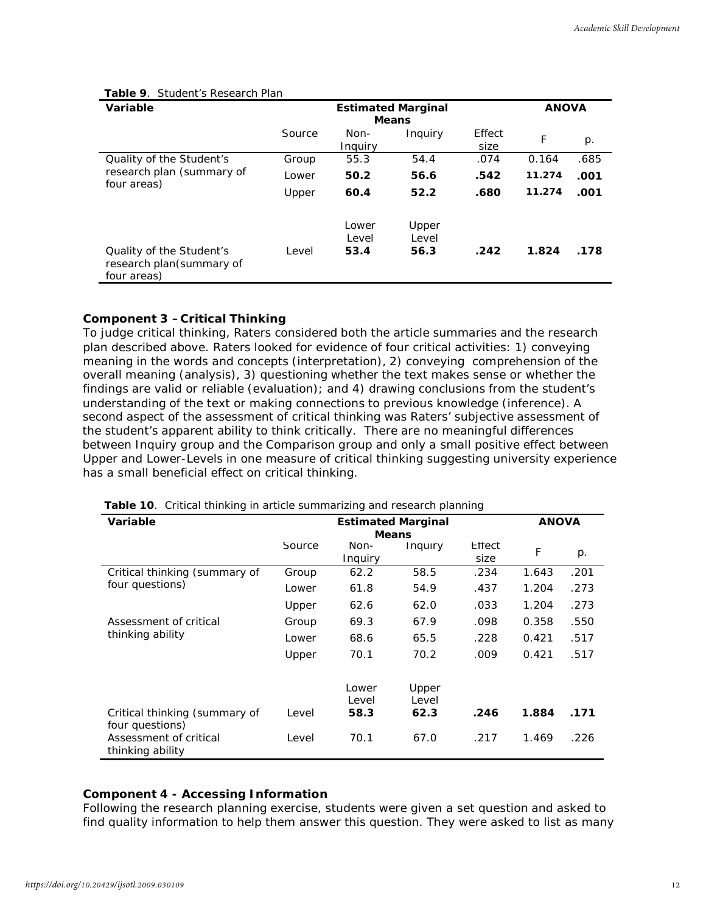**Table 9**. Student's Research Plan

| Variable | | Estimated Marginal Means | | | ANOVA | |
|---|---|---|---|---|---|---|
| | Source | Non-Inquiry | Inquiry | Effect size | F | p. |
| Quality of the Student's research plan (summary of four areas) | Group | 55.3 | 54.4 | .074 | 0.164 | .685 |
| | Lower | **50.2** | **56.6** | **.542** | **11.274** | **.001** |
| | Upper | **60.4** | **52.2** | **.680** | **11.274** | **.001** |
| | | Lower Level | Upper Level | | | |
| Quality of the Student's research plan(summary of four areas) | Level | **53.4** | **56.3** | **.242** | **1.824** | **.178** |

**Component 3 – Critical Thinking**

To judge critical thinking, Raters considered both the article summaries and the research plan described above. Raters looked for evidence of four critical activities: 1) conveying meaning in the words and concepts (interpretation), 2) conveying comprehension of the overall meaning (analysis), 3) questioning whether the text makes sense or whether the findings are valid or reliable (evaluation); and 4) drawing conclusions from the student's understanding of the text or making connections to previous knowledge (inference). A second aspect of the assessment of critical thinking was Raters' subjective assessment of the student's apparent ability to think critically. There are no meaningful differences between Inquiry group and the Comparison group and only a small positive effect between Upper and Lower-Levels in one measure of critical thinking suggesting university experience has a small beneficial effect on critical thinking.

**Table 10**. Critical thinking in article summarizing and research planning

| Variable | | Estimated Marginal Means | | | ANOVA | |
|---|---|---|---|---|---|---|
| | Source | Non-Inquiry | Inquiry | Effect size | F | p. |
| Critical thinking (summary of four questions) | Group | 62.2 | 58.5 | .234 | 1.643 | .201 |
| | Lower | 61.8 | 54.9 | .437 | 1.204 | .273 |
| | Upper | 62.6 | 62.0 | .033 | 1.204 | .273 |
| Assessment of critical thinking ability | Group | 69.3 | 67.9 | .098 | 0.358 | .550 |
| | Lower | 68.6 | 65.5 | .228 | 0.421 | .517 |
| | Upper | 70.1 | 70.2 | .009 | 0.421 | .517 |
| | | Lower Level | Upper Level | | | |
| Critical thinking (summary of four questions) | Level | **58.3** | **62.3** | **.246** | **1.884** | **.171** |
| Assessment of critical thinking ability | Level | 70.1 | 67.0 | .217 | 1.469 | .226 |

**Component 4 - Accessing Information**

Following the research planning exercise, students were given a set question and asked to find quality information to help them answer this question. They were asked to list as many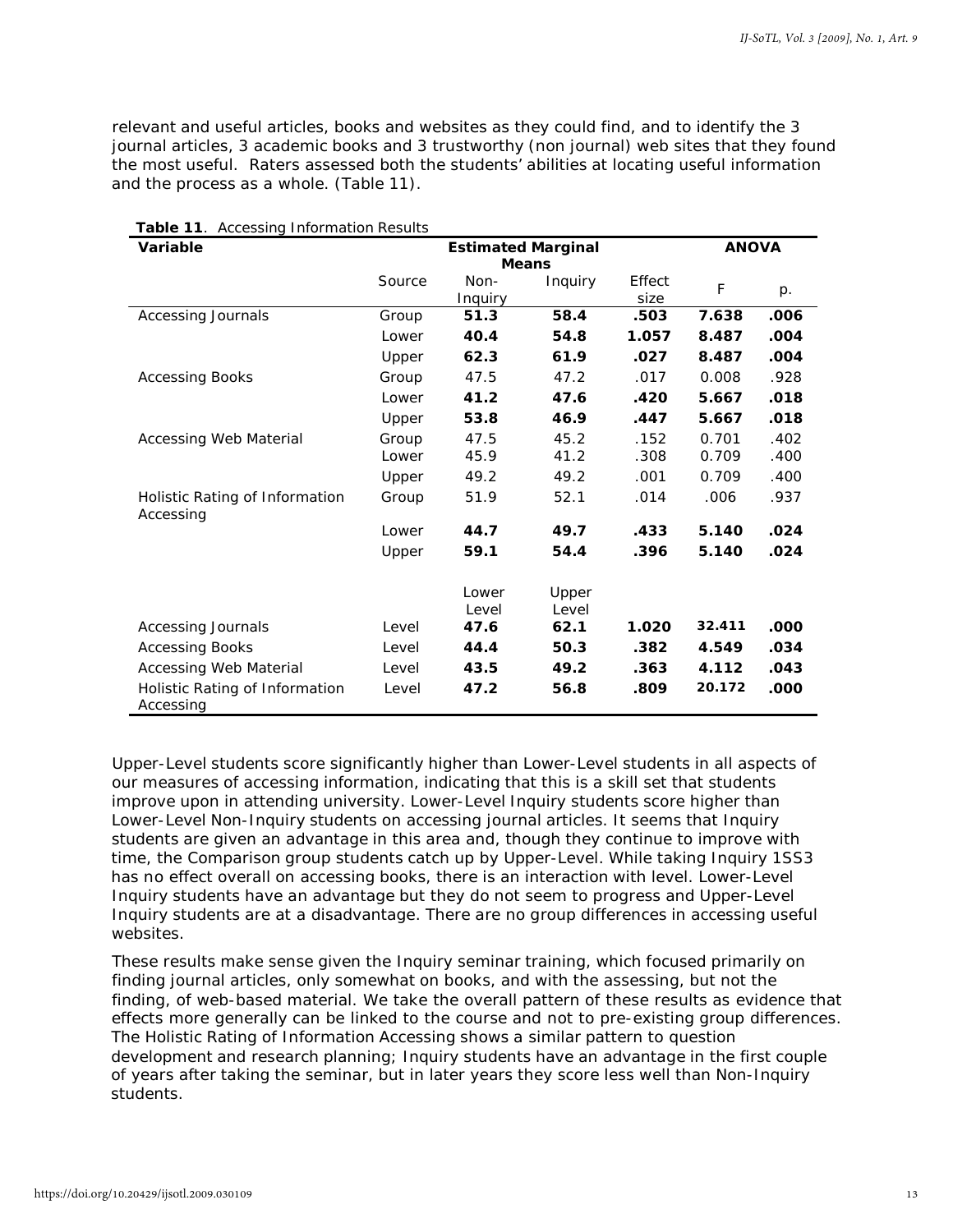relevant and useful articles, books and websites as they could find, and to identify the 3 journal articles, 3 academic books and 3 trustworthy (non journal) web sites that they found the most useful. Raters assessed both the students' abilities at locating useful information and the process as a whole. (Table 11).

**Table 11**. Accessing Information Results

| Variable | | Estimated Marginal Means | | | ANOVA | |
|---|---|---|---|---|---|---|
| | Source | Non-Inquiry | Inquiry | Effect size | F | p. |
| Accessing Journals | Group | **51.3** | **58.4** | **.503** | **7.638** | **.006** |
| | Lower | **40.4** | **54.8** | **1.057** | **8.487** | **.004** |
| | Upper | **62.3** | **61.9** | **.027** | **8.487** | **.004** |
| Accessing Books | Group | 47.5 | 47.2 | .017 | 0.008 | .928 |
| | Lower | **41.2** | **47.6** | **.420** | **5.667** | **.018** |
| | Upper | **53.8** | **46.9** | **.447** | **5.667** | **.018** |
| Accessing Web Material | Group | 47.5 | 45.2 | .152 | 0.701 | .402 |
| | Lower | 45.9 | 41.2 | .308 | 0.709 | .400 |
| | Upper | 49.2 | 49.2 | .001 | 0.709 | .400 |
| Holistic Rating of Information Accessing | Group | 51.9 | 52.1 | .014 | .006 | .937 |
| | Lower | **44.7** | **49.7** | **.433** | **5.140** | **.024** |
| | Upper | **59.1** | **54.4** | **.396** | **5.140** | **.024** |
| | | Lower Level | Upper Level | | | |
| Accessing Journals | Level | **47.6** | **62.1** | **1.020** | **32.411** | **.000** |
| Accessing Books | Level | **44.4** | **50.3** | **.382** | **4.549** | **.034** |
| Accessing Web Material | Level | **43.5** | **49.2** | **.363** | **4.112** | **.043** |
| Holistic Rating of Information Accessing | Level | **47.2** | **56.8** | **.809** | **20.172** | **.000** |

Upper-Level students score significantly higher than Lower-Level students in all aspects of our measures of accessing information, indicating that this is a skill set that students improve upon in attending university. Lower-Level Inquiry students score higher than Lower-Level Non-Inquiry students on accessing journal articles. It seems that Inquiry students are given an advantage in this area and, though they continue to improve with time, the Comparison group students catch up by Upper-Level. While taking Inquiry 1SS3 has no effect overall on accessing books, there is an interaction with level. Lower-Level Inquiry students have an advantage but they do not seem to progress and Upper-Level Inquiry students are at a disadvantage. There are no group differences in accessing useful websites.

These results make sense given the Inquiry seminar training, which focused primarily on finding journal articles, only somewhat on books, and with the assessing, but not the finding, of web-based material. We take the overall pattern of these results as evidence that effects more generally can be linked to the course and not to pre-existing group differences. The Holistic Rating of Information Accessing shows a similar pattern to question development and research planning; Inquiry students have an advantage in the first couple of years after taking the seminar, but in later years they score less well than Non-Inquiry students.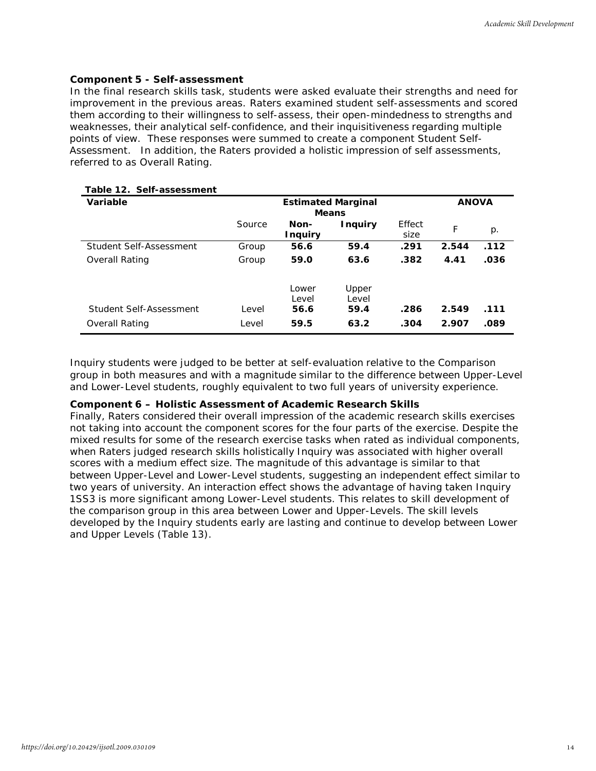**Component 5 - Self-assessment**

In the final research skills task, students were asked evaluate their strengths and need for improvement in the previous areas. Raters examined student self-assessments and scored them according to their willingness to self-assess, their open-mindedness to strengths and weaknesses, their analytical self-confidence, and their inquisitiveness regarding multiple points of view. These responses were summed to create a component Student Self-Assessment. In addition, the Raters provided a holistic impression of self assessments, referred to as Overall Rating.

**Table 12. Self-assessment**

| Variable | | Estimated Marginal Means | | | ANOVA | |
|---|---|---|---|---|---|---|
| | Source | Non-Inquiry | Inquiry | Effect size | F | p. |
| Student Self-Assessment | Group | **56.6** | **59.4** | **.291** | **2.544** | **.112** |
| Overall Rating | Group | **59.0** | **63.6** | **.382** | **4.41** | **.036** |
| | | Lower Level | Upper Level | | | |
| Student Self-Assessment | Level | **56.6** | **59.4** | **.286** | **2.549** | **.111** |
| Overall Rating | Level | **59.5** | **63.2** | **.304** | **2.907** | **.089** |

Inquiry students were judged to be better at self-evaluation relative to the Comparison group in both measures and with a magnitude similar to the difference between Upper-Level and Lower-Level students, roughly equivalent to two full years of university experience.

**Component 6 – Holistic Assessment of Academic Research Skills**

Finally, Raters considered their overall impression of the academic research skills exercises not taking into account the component scores for the four parts of the exercise. Despite the mixed results for some of the research exercise tasks when rated as individual components, when Raters judged research skills holistically Inquiry was associated with higher overall scores with a medium effect size. The magnitude of this advantage is similar to that between Upper-Level and Lower-Level students, suggesting an independent effect similar to two years of university. An interaction effect shows the advantage of having taken Inquiry 1SS3 is more significant among Lower-Level students. This relates to skill development of the comparison group in this area between Lower and Upper-Levels. The skill levels developed by the Inquiry students early are lasting and continue to develop between Lower and Upper Levels (Table 13).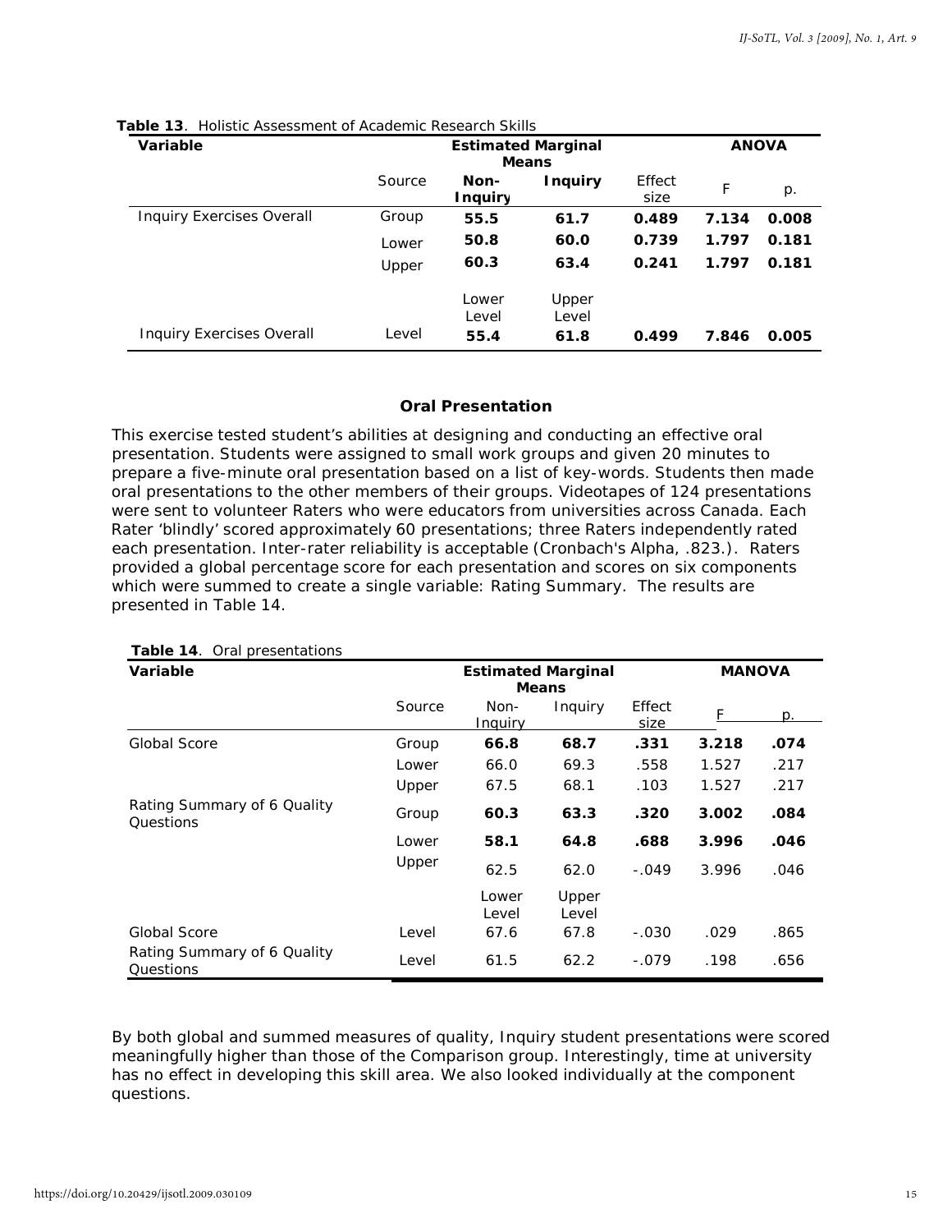**Table 13**. Holistic Assessment of Academic Research Skills

| Variable | | Estimated Marginal Means | | | ANOVA | |
|---|---|---|---|---|---|---|
| | Source | **Non-Inquiry** | **Inquiry** | Effect size | F | p. |
| Inquiry Exercises Overall | Group | **55.5** | **61.7** | **0.489** | **7.134** | **0.008** |
| | Lower | **50.8** | **60.0** | **0.739** | **1.797** | **0.181** |
| | Upper | **60.3** | **63.4** | **0.241** | **1.797** | **0.181** |
| | | Lower Level | Upper Level | | | |
| Inquiry Exercises Overall | Level | **55.4** | **61.8** | **0.499** | **7.846** | **0.005** |

## Oral Presentation

This exercise tested student's abilities at designing and conducting an effective oral presentation. Students were assigned to small work groups and given 20 minutes to prepare a five-minute oral presentation based on a list of key-words. Students then made oral presentations to the other members of their groups. Videotapes of 124 presentations were sent to volunteer Raters who were educators from universities across Canada. Each Rater 'blindly' scored approximately 60 presentations; three Raters independently rated each presentation. Inter-rater reliability is acceptable (Cronbach's Alpha, .823.). Raters provided a global percentage score for each presentation and scores on six components which were summed to create a single variable: Rating Summary. The results are presented in Table 14.

**Table 14**. Oral presentations

| Variable | | Estimated Marginal Means | | | MANOVA | |
|---|---|---|---|---|---|---|
| | Source | Non-Inquiry | Inquiry | Effect size | F | p. |
| Global Score | Group | **66.8** | **68.7** | **.331** | **3.218** | **.074** |
| | Lower | 66.0 | 69.3 | .558 | 1.527 | .217 |
| | Upper | 67.5 | 68.1 | .103 | 1.527 | .217 |
| Rating Summary of 6 Quality Questions | Group | **60.3** | **63.3** | **.320** | **3.002** | **.084** |
| | Lower | **58.1** | **64.8** | **.688** | **3.996** | **.046** |
| | Upper | 62.5 | 62.0 | -.049 | 3.996 | .046 |
| | | Lower Level | Upper Level | | | |
| Global Score | Level | 67.6 | 67.8 | -.030 | .029 | .865 |
| Rating Summary of 6 Quality Questions | Level | 61.5 | 62.2 | -.079 | .198 | .656 |

By both global and summed measures of quality, Inquiry student presentations were scored meaningfully higher than those of the Comparison group. Interestingly, time at university has no effect in developing this skill area. We also looked individually at the component questions.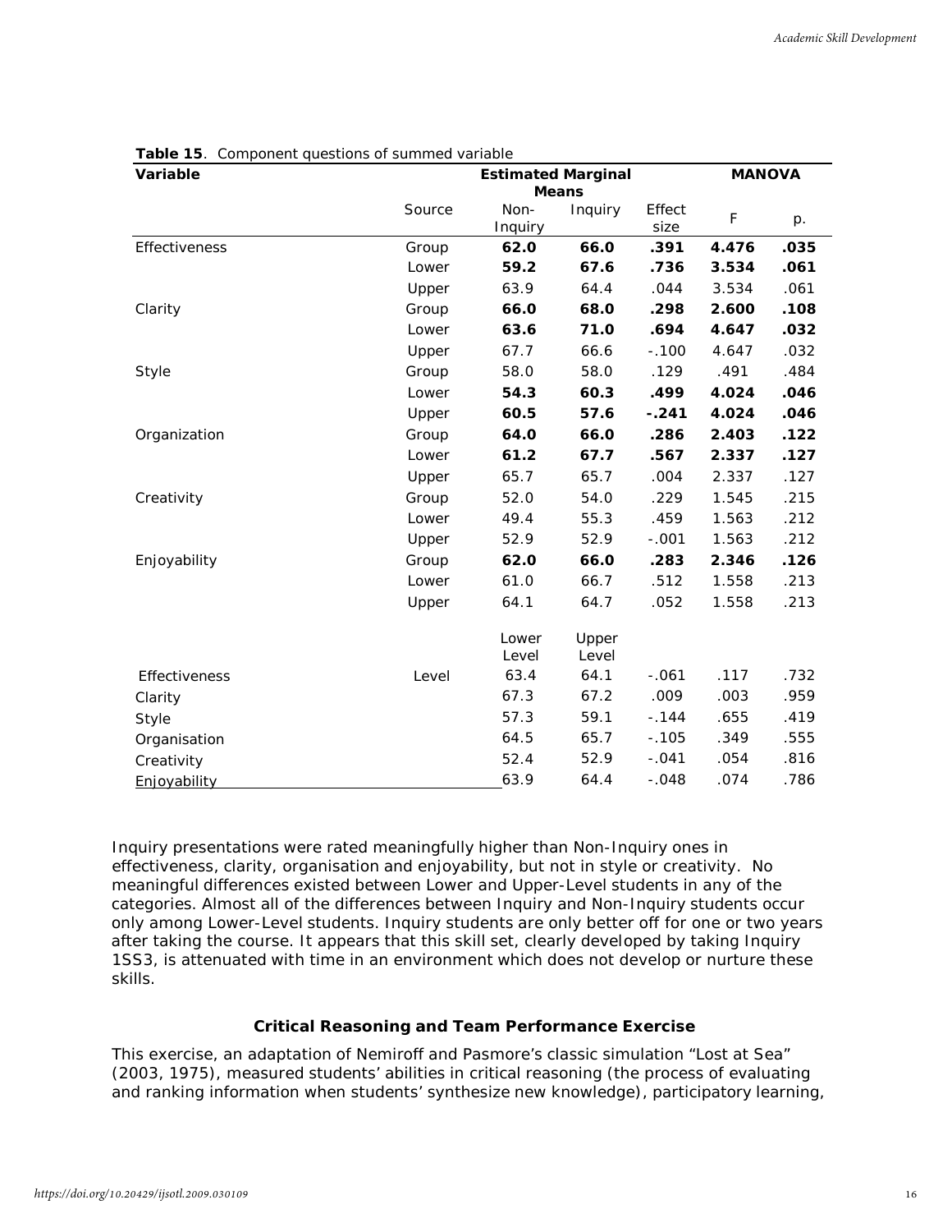**Table 15**. Component questions of summed variable

| Variable | | Estimated Marginal Means | | | MANOVA | |
|---|---|---|---|---|---|---|
| | Source | Non-Inquiry | Inquiry | Effect size | F | p. |
| Effectiveness | Group | **62.0** | **66.0** | **.391** | **4.476** | **.035** |
| | Lower | **59.2** | **67.6** | **.736** | **3.534** | **.061** |
| | Upper | 63.9 | 64.4 | .044 | 3.534 | .061 |
| Clarity | Group | **66.0** | **68.0** | **.298** | **2.600** | **.108** |
| | Lower | **63.6** | **71.0** | **.694** | **4.647** | **.032** |
| | Upper | 67.7 | 66.6 | -.100 | 4.647 | .032 |
| Style | Group | 58.0 | 58.0 | .129 | .491 | .484 |
| | Lower | **54.3** | **60.3** | **.499** | **4.024** | **.046** |
| | Upper | **60.5** | **57.6** | **-.241** | **4.024** | **.046** |
| Organization | Group | **64.0** | **66.0** | **.286** | **2.403** | **.122** |
| | Lower | **61.2** | **67.7** | **.567** | **2.337** | **.127** |
| | Upper | 65.7 | 65.7 | .004 | 2.337 | .127 |
| Creativity | Group | 52.0 | 54.0 | .229 | 1.545 | .215 |
| | Lower | 49.4 | 55.3 | .459 | 1.563 | .212 |
| | Upper | 52.9 | 52.9 | -.001 | 1.563 | .212 |
| Enjoyability | Group | **62.0** | **66.0** | **.283** | **2.346** | **.126** |
| | Lower | 61.0 | 66.7 | .512 | 1.558 | .213 |
| | Upper | 64.1 | 64.7 | .052 | 1.558 | .213 |
| | | Lower Level | Upper Level | | | |
| Effectiveness | Level | 63.4 | 64.1 | -.061 | .117 | .732 |
| Clarity | | 67.3 | 67.2 | .009 | .003 | .959 |
| Style | | 57.3 | 59.1 | -.144 | .655 | .419 |
| Organisation | | 64.5 | 65.7 | -.105 | .349 | .555 |
| Creativity | | 52.4 | 52.9 | -.041 | .054 | .816 |
| Enjoyability | | 63.9 | 64.4 | -.048 | .074 | .786 |

Inquiry presentations were rated meaningfully higher than Non-Inquiry ones in effectiveness, clarity, organisation and enjoyability, but not in style or creativity. No meaningful differences existed between Lower and Upper-Level students in any of the categories. Almost all of the differences between Inquiry and Non-Inquiry students occur only among Lower-Level students. Inquiry students are only better off for one or two years after taking the course. It appears that this skill set, clearly developed by taking Inquiry 1SS3, is attenuated with time in an environment which does not develop or nurture these skills.

### Critical Reasoning and Team Performance Exercise

This exercise, an adaptation of Nemiroff and Pasmore's classic simulation "Lost at Sea" (2003, 1975), measured students' abilities in critical reasoning (the process of evaluating and ranking information when students' synthesize new knowledge), participatory learning,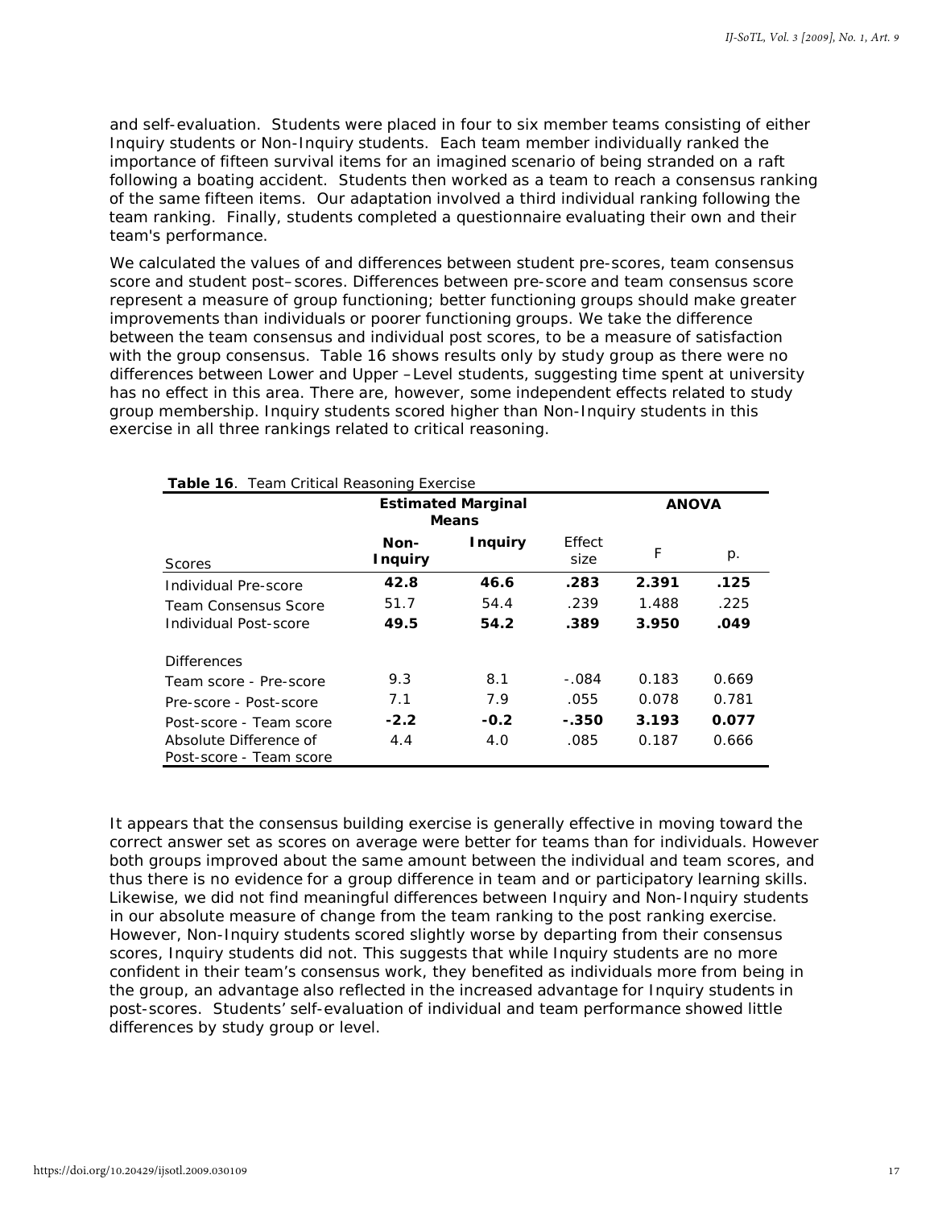and self-evaluation. Students were placed in four to six member teams consisting of either Inquiry students or Non-Inquiry students. Each team member individually ranked the importance of fifteen survival items for an imagined scenario of being stranded on a raft following a boating accident. Students then worked as a team to reach a consensus ranking of the same fifteen items. Our adaptation involved a third individual ranking following the team ranking. Finally, students completed a questionnaire evaluating their own and their team's performance.

We calculated the values of and differences between student pre-scores, team consensus score and student post–scores. Differences between pre-score and team consensus score represent a measure of group functioning; better functioning groups should make greater improvements than individuals or poorer functioning groups. We take the difference between the team consensus and individual post scores, to be a measure of satisfaction with the group consensus. Table 16 shows results only by study group as there were no differences between Lower and Upper –Level students, suggesting time spent at university has no effect in this area. There are, however, some independent effects related to study group membership. Inquiry students scored higher than Non-Inquiry students in this exercise in all three rankings related to critical reasoning.

**Table 16**. Team Critical Reasoning Exercise

| | **Estimated Marginal Means** | | | **ANOVA** | |
|---|---|---|---|---|---|
| Scores | **Non-Inquiry** | **Inquiry** | Effect size | F | p. |
| Individual Pre-score | **42.8** | **46.6** | **.283** | **2.391** | **.125** |
| Team Consensus Score | 51.7 | 54.4 | .239 | 1.488 | .225 |
| Individual Post-score | **49.5** | **54.2** | **.389** | **3.950** | **.049** |
| Differences | | | | | |
| Team score - Pre-score | 9.3 | 8.1 | -.084 | 0.183 | 0.669 |
| Pre-score - Post-score | 7.1 | 7.9 | .055 | 0.078 | 0.781 |
| Post-score - Team score | **-2.2** | **-0.2** | **-.350** | **3.193** | **0.077** |
| Absolute Difference of Post-score - Team score | 4.4 | 4.0 | .085 | 0.187 | 0.666 |

It appears that the consensus building exercise is generally effective in moving toward the correct answer set as scores on average were better for teams than for individuals. However both groups improved about the same amount between the individual and team scores, and thus there is no evidence for a group difference in team and or participatory learning skills. Likewise, we did not find meaningful differences between Inquiry and Non-Inquiry students in our absolute measure of change from the team ranking to the post ranking exercise. However, Non-Inquiry students scored slightly worse by departing from their consensus scores, Inquiry students did not. This suggests that while Inquiry students are no more confident in their team's consensus work, they benefited as individuals more from being in the group, an advantage also reflected in the increased advantage for Inquiry students in post-scores. Students' self-evaluation of individual and team performance showed little differences by study group or level.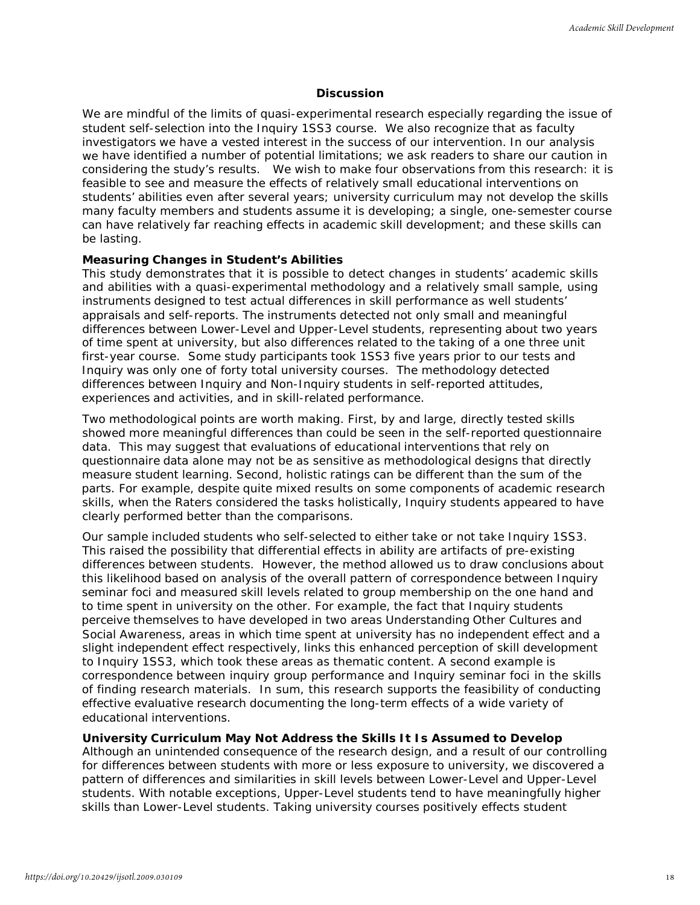## Discussion

We are mindful of the limits of quasi-experimental research especially regarding the issue of student self-selection into the Inquiry 1SS3 course. We also recognize that as faculty investigators we have a vested interest in the success of our intervention. In our analysis we have identified a number of potential limitations; we ask readers to share our caution in considering the study's results. We wish to make four observations from this research: it is feasible to see and measure the effects of relatively small educational interventions on students' abilities even after several years; university curriculum may not develop the skills many faculty members and students assume it is developing; a single, one-semester course can have relatively far reaching effects in academic skill development; and these skills can be lasting.

### Measuring Changes in Student's Abilities

This study demonstrates that it is possible to detect changes in students' academic skills and abilities with a quasi-experimental methodology and a relatively small sample, using instruments designed to test actual differences in skill performance as well students' appraisals and self-reports. The instruments detected not only small and meaningful differences between Lower-Level and Upper-Level students, representing about two years of time spent at university, but also differences related to the taking of a one three unit first-year course. Some study participants took 1SS3 five years prior to our tests and Inquiry was only one of forty total university courses. The methodology detected differences between Inquiry and Non-Inquiry students in self-reported attitudes, experiences and activities, and in skill-related performance.

Two methodological points are worth making. First, by and large, directly tested skills showed more meaningful differences than could be seen in the self-reported questionnaire data. This may suggest that evaluations of educational interventions that rely on questionnaire data alone may not be as sensitive as methodological designs that directly measure student learning. Second, holistic ratings can be different than the sum of the parts. For example, despite quite mixed results on some components of academic research skills, when the Raters considered the tasks holistically, Inquiry students appeared to have clearly performed better than the comparisons.

Our sample included students who self-selected to either take or not take Inquiry 1SS3. This raised the possibility that differential effects in ability are artifacts of pre-existing differences between students. However, the method allowed us to draw conclusions about this likelihood based on analysis of the overall pattern of correspondence between Inquiry seminar foci and measured skill levels related to group membership on the one hand and to time spent in university on the other. For example, the fact that Inquiry students perceive themselves to have developed in two areas Understanding Other Cultures and Social Awareness, areas in which time spent at university has no independent effect and a slight independent effect respectively, links this enhanced perception of skill development to Inquiry 1SS3, which took these areas as thematic content. A second example is correspondence between inquiry group performance and Inquiry seminar foci in the skills of finding research materials. In sum, this research supports the feasibility of conducting effective evaluative research documenting the long-term effects of a wide variety of educational interventions.

### University Curriculum May Not Address the Skills It Is Assumed to Develop

Although an unintended consequence of the research design, and a result of our controlling for differences between students with more or less exposure to university, we discovered a pattern of differences and similarities in skill levels between Lower-Level and Upper-Level students. With notable exceptions, Upper-Level students tend to have meaningfully higher skills than Lower-Level students. Taking university courses positively effects student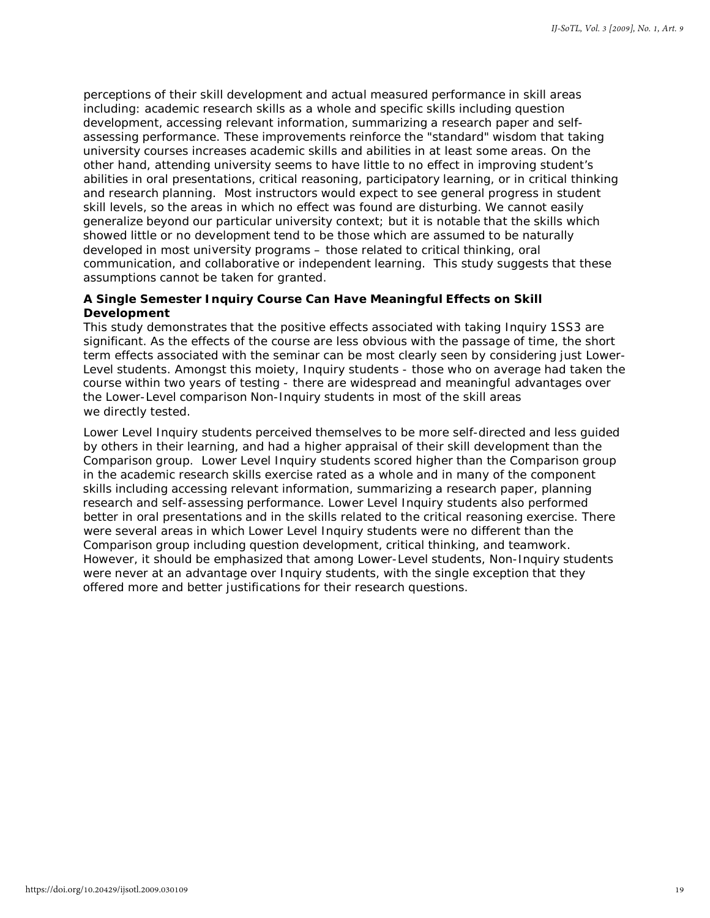perceptions of their skill development and actual measured performance in skill areas including: academic research skills as a whole and specific skills including question development, accessing relevant information, summarizing a research paper and self-assessing performance. These improvements reinforce the "standard" wisdom that taking university courses increases academic skills and abilities in at least some areas. On the other hand, attending university seems to have little to no effect in improving student's abilities in oral presentations, critical reasoning, participatory learning, or in critical thinking and research planning. Most instructors would expect to see general progress in student skill levels, so the areas in which no effect was found are disturbing. We cannot easily generalize beyond our particular university context; but it is notable that the skills which showed little or no development tend to be those which are assumed to be naturally developed in most university programs – those related to critical thinking, oral communication, and collaborative or independent learning. This study suggests that these assumptions cannot be taken for granted.

**A Single Semester Inquiry Course Can Have Meaningful Effects on Skill Development**

This study demonstrates that the positive effects associated with taking Inquiry 1SS3 are significant. As the effects of the course are less obvious with the passage of time, the short term effects associated with the seminar can be most clearly seen by considering just Lower-Level students. Amongst this moiety, Inquiry students - those who on average had taken the course within two years of testing - there are widespread and meaningful advantages over the Lower-Level comparison Non-Inquiry students in most of the skill areas we directly tested.

Lower Level Inquiry students perceived themselves to be more self-directed and less guided by others in their learning, and had a higher appraisal of their skill development than the Comparison group. Lower Level Inquiry students scored higher than the Comparison group in the academic research skills exercise rated as a whole and in many of the component skills including accessing relevant information, summarizing a research paper, planning research and self-assessing performance. Lower Level Inquiry students also performed better in oral presentations and in the skills related to the critical reasoning exercise. There were several areas in which Lower Level Inquiry students were no different than the Comparison group including question development, critical thinking, and teamwork. However, it should be emphasized that among Lower-Level students, Non-Inquiry students were never at an advantage over Inquiry students, with the single exception that they offered more and better justifications for their research questions.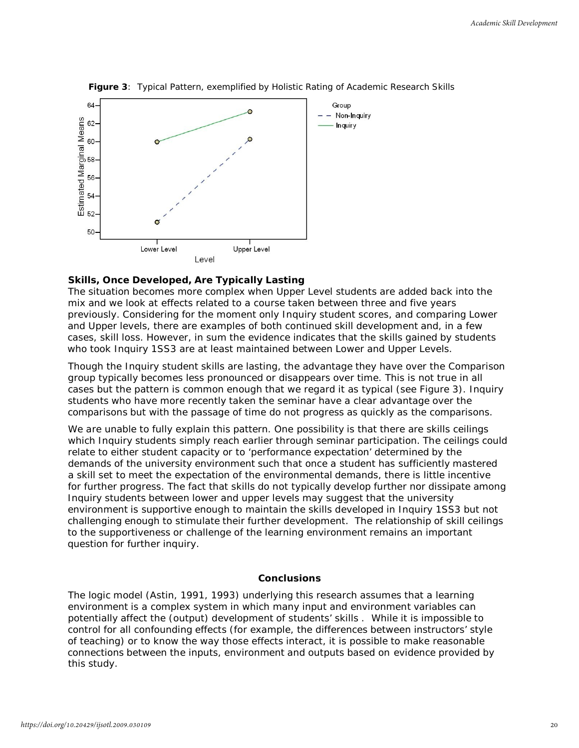**Figure 3**: Typical Pattern, exemplified by Holistic Rating of Academic Research Skills

### Skills, Once Developed, Are Typically Lasting

The situation becomes more complex when Upper Level students are added back into the mix and we look at effects related to a course taken between three and five years previously. Considering for the moment only Inquiry student scores, and comparing Lower and Upper levels, there are examples of both continued skill development and, in a few cases, skill loss. However, in sum the evidence indicates that the skills gained by students who took Inquiry 1SS3 are at least maintained between Lower and Upper Levels.

Though the Inquiry student skills are lasting, the advantage they have over the Comparison group typically becomes less pronounced or disappears over time. This is not true in all cases but the pattern is common enough that we regard it as typical (see Figure 3). Inquiry students who have more recently taken the seminar have a clear advantage over the comparisons but with the passage of time do not progress as quickly as the comparisons.

We are unable to fully explain this pattern. One possibility is that there are skills ceilings which Inquiry students simply reach earlier through seminar participation. The ceilings could relate to either student capacity or to 'performance expectation' determined by the demands of the university environment such that once a student has sufficiently mastered a skill set to meet the expectation of the environmental demands, there is little incentive for further progress. The fact that skills do not typically develop further nor dissipate among Inquiry students between lower and upper levels may suggest that the university environment is supportive enough to maintain the skills developed in Inquiry 1SS3 but not challenging enough to stimulate their further development. The relationship of skill ceilings to the supportiveness or challenge of the learning environment remains an important question for further inquiry.

## Conclusions

The logic model (Astin, 1991, 1993) underlying this research assumes that a learning environment is a complex system in which many input and environment variables can potentially affect the (output) development of students' skills . While it is impossible to control for all confounding effects (for example, the differences between instructors' style of teaching) or to know the way those effects interact, it is possible to make reasonable connections between the inputs, environment and outputs based on evidence provided by this study.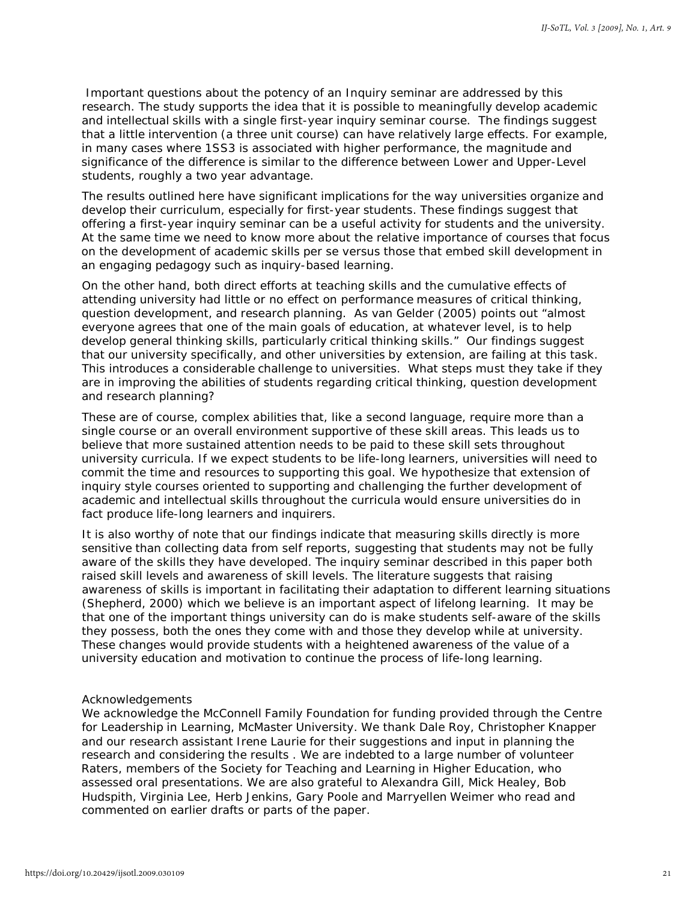Important questions about the potency of an Inquiry seminar are addressed by this research. The study supports the idea that it is possible to meaningfully develop academic and intellectual skills with a single first-year inquiry seminar course. The findings suggest that a little intervention (a three unit course) can have relatively large effects. For example, in many cases where 1SS3 is associated with higher performance, the magnitude and significance of the difference is similar to the difference between Lower and Upper-Level students, roughly a two year advantage.

The results outlined here have significant implications for the way universities organize and develop their curriculum, especially for first-year students. These findings suggest that offering a first-year inquiry seminar can be a useful activity for students and the university. At the same time we need to know more about the relative importance of courses that focus on the development of academic skills per se versus those that embed skill development in an engaging pedagogy such as inquiry-based learning.

On the other hand, both direct efforts at teaching skills and the cumulative effects of attending university had little or no effect on performance measures of critical thinking, question development, and research planning. As van Gelder (2005) points out "almost everyone agrees that one of the main goals of education, at whatever level, is to help develop general thinking skills, particularly critical thinking skills." Our findings suggest that our university specifically, and other universities by extension, are failing at this task. This introduces a considerable challenge to universities. What steps must they take if they are in improving the abilities of students regarding critical thinking, question development and research planning?

These are of course, complex abilities that, like a second language, require more than a single course or an overall environment supportive of these skill areas. This leads us to believe that more sustained attention needs to be paid to these skill sets throughout university curricula. If we expect students to be life-long learners, universities will need to commit the time and resources to supporting this goal. We hypothesize that extension of inquiry style courses oriented to supporting and challenging the further development of academic and intellectual skills throughout the curricula would ensure universities do in fact produce life-long learners and inquirers.

It is also worthy of note that our findings indicate that measuring skills directly is more sensitive than collecting data from self reports, suggesting that students may not be fully aware of the skills they have developed. The inquiry seminar described in this paper both raised skill levels and awareness of skill levels. The literature suggests that raising awareness of skills is important in facilitating their adaptation to different learning situations (Shepherd, 2000) which we believe is an important aspect of lifelong learning. It may be that one of the important things university can do is make students self-aware of the skills they possess, both the ones they come with and those they develop while at university. These changes would provide students with a heightened awareness of the value of a university education and motivation to continue the process of life-long learning.

Acknowledgements

We acknowledge the McConnell Family Foundation for funding provided through the Centre for Leadership in Learning, McMaster University. We thank Dale Roy, Christopher Knapper and our research assistant Irene Laurie for their suggestions and input in planning the research and considering the results . We are indebted to a large number of volunteer Raters, members of the Society for Teaching and Learning in Higher Education, who assessed oral presentations. We are also grateful to Alexandra Gill, Mick Healey, Bob Hudspith, Virginia Lee, Herb Jenkins, Gary Poole and Marryellen Weimer who read and commented on earlier drafts or parts of the paper.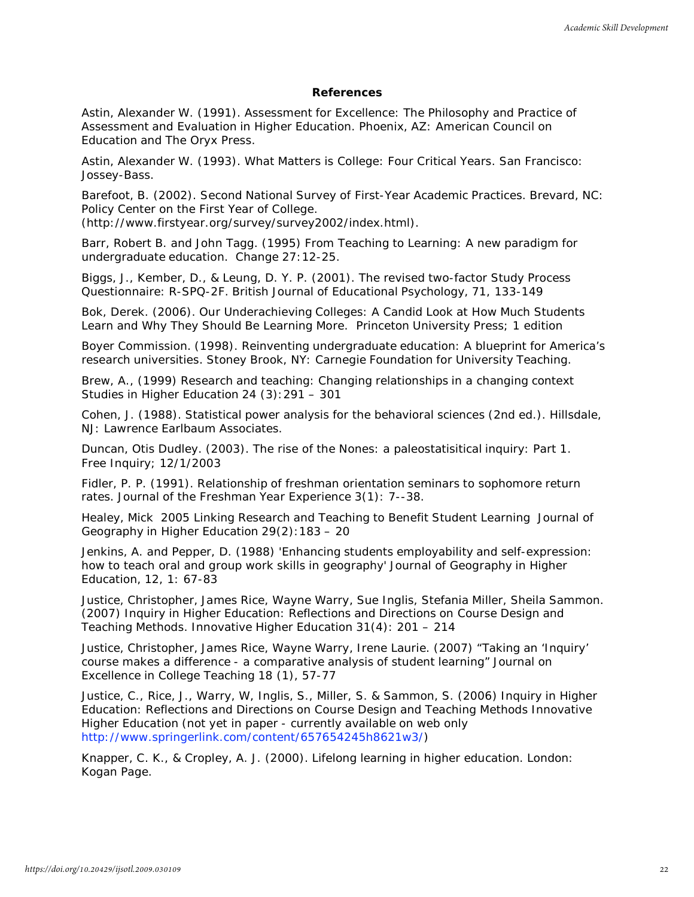## References

Astin, Alexander W. (1991). Assessment for Excellence: The Philosophy and Practice of Assessment and Evaluation in Higher Education. Phoenix, AZ: American Council on Education and The Oryx Press.

Astin, Alexander W. (1993). What Matters is College: Four Critical Years. San Francisco: Jossey-Bass.

Barefoot, B. (2002). Second National Survey of First-Year Academic Practices. Brevard, NC: Policy Center on the First Year of College. (http://www.firstyear.org/survey/survey2002/index.html).

Barr, Robert B. and John Tagg. (1995) From Teaching to Learning: A new paradigm for undergraduate education. Change 27:12-25.

Biggs, J., Kember, D., & Leung, D. Y. P. (2001). The revised two-factor Study Process Questionnaire: R-SPQ-2F. British Journal of Educational Psychology, 71, 133-149

Bok, Derek. (2006). Our Underachieving Colleges: A Candid Look at How Much Students Learn and Why They Should Be Learning More. Princeton University Press; 1 edition

Boyer Commission. (1998). Reinventing undergraduate education: A blueprint for America's research universities. Stoney Brook, NY: Carnegie Foundation for University Teaching.

Brew, A., (1999) Research and teaching: Changing relationships in a changing context Studies in Higher Education 24 (3):291 – 301

Cohen, J. (1988). Statistical power analysis for the behavioral sciences (2nd ed.). Hillsdale, NJ: Lawrence Earlbaum Associates.

Duncan, Otis Dudley. (2003). The rise of the Nones: a paleostatisitical inquiry: Part 1. Free Inquiry; 12/1/2003

Fidler, P. P. (1991). Relationship of freshman orientation seminars to sophomore return rates. Journal of the Freshman Year Experience 3(1): 7--38.

Healey, Mick 2005 Linking Research and Teaching to Benefit Student Learning Journal of Geography in Higher Education 29(2):183 – 20

Jenkins, A. and Pepper, D. (1988) 'Enhancing students employability and self-expression: how to teach oral and group work skills in geography' Journal of Geography in Higher Education, 12, 1: 67-83

Justice, Christopher, James Rice, Wayne Warry, Sue Inglis, Stefania Miller, Sheila Sammon. (2007) Inquiry in Higher Education: Reflections and Directions on Course Design and Teaching Methods. Innovative Higher Education 31(4): 201 – 214

Justice, Christopher, James Rice, Wayne Warry, Irene Laurie. (2007) "Taking an 'Inquiry' course makes a difference - a comparative analysis of student learning" Journal on Excellence in College Teaching 18 (1), 57-77

Justice, C., Rice, J., Warry, W, Inglis, S., Miller, S. & Sammon, S. (2006) Inquiry in Higher Education: Reflections and Directions on Course Design and Teaching Methods Innovative Higher Education (not yet in paper - currently available on web only http://www.springerlink.com/content/657654245h8621w3/)

Knapper, C. K., & Cropley, A. J. (2000). Lifelong learning in higher education. London: Kogan Page.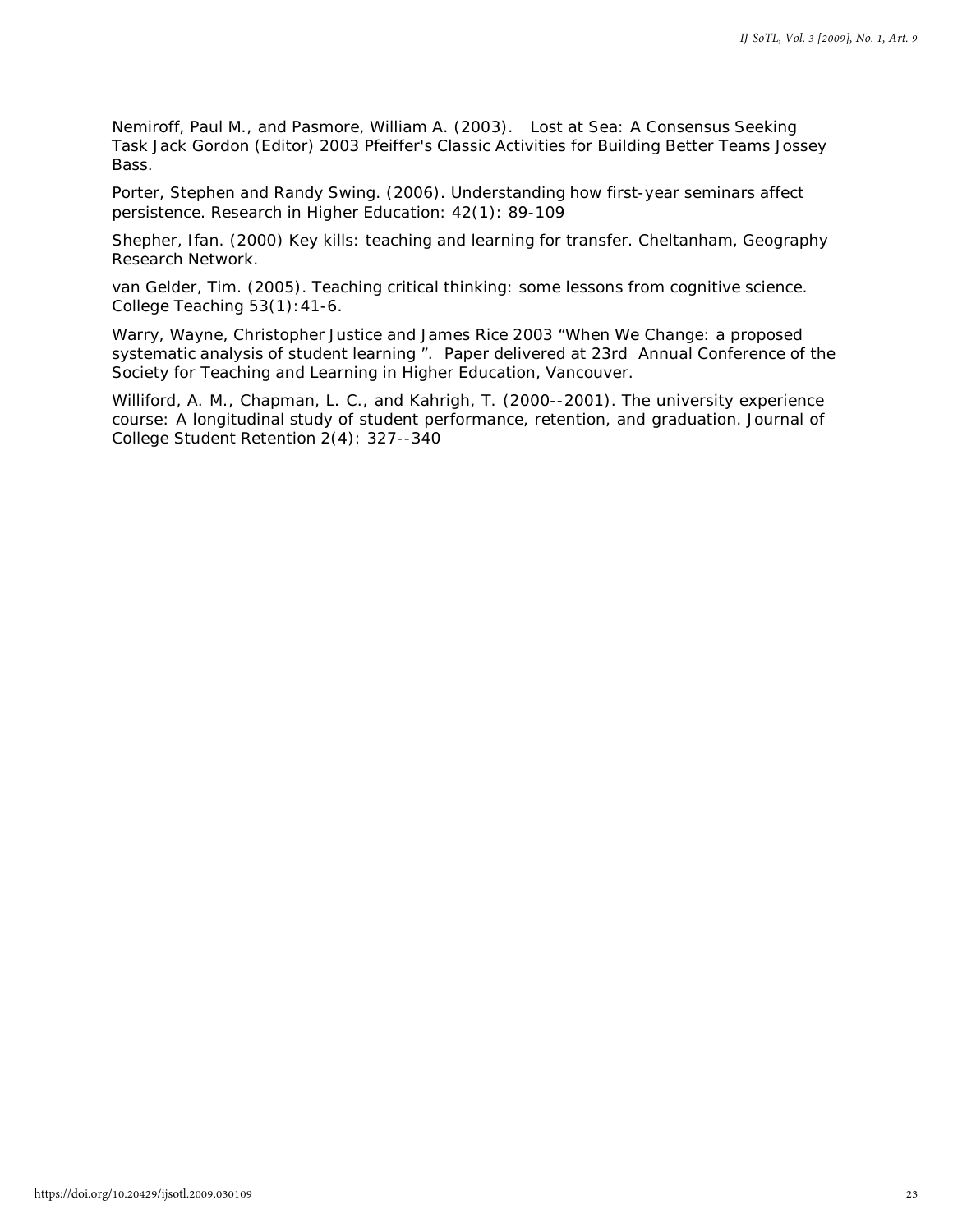Nemiroff, Paul M., and Pasmore, William A. (2003). Lost at Sea: A Consensus Seeking Task Jack Gordon (Editor) 2003 Pfeiffer's Classic Activities for Building Better Teams Jossey Bass.

Porter, Stephen and Randy Swing. (2006). Understanding how first-year seminars affect persistence. Research in Higher Education: 42(1): 89-109

Shepher, Ifan. (2000) Key kills: teaching and learning for transfer. Cheltanham, Geography Research Network.

van Gelder, Tim. (2005). Teaching critical thinking: some lessons from cognitive science. College Teaching 53(1):41-6.

Warry, Wayne, Christopher Justice and James Rice 2003 "When We Change: a proposed systematic analysis of student learning ". Paper delivered at 23rd Annual Conference of the Society for Teaching and Learning in Higher Education, Vancouver.

Williford, A. M., Chapman, L. C., and Kahrigh, T. (2000--2001). The university experience course: A longitudinal study of student performance, retention, and graduation. Journal of College Student Retention 2(4): 327--340